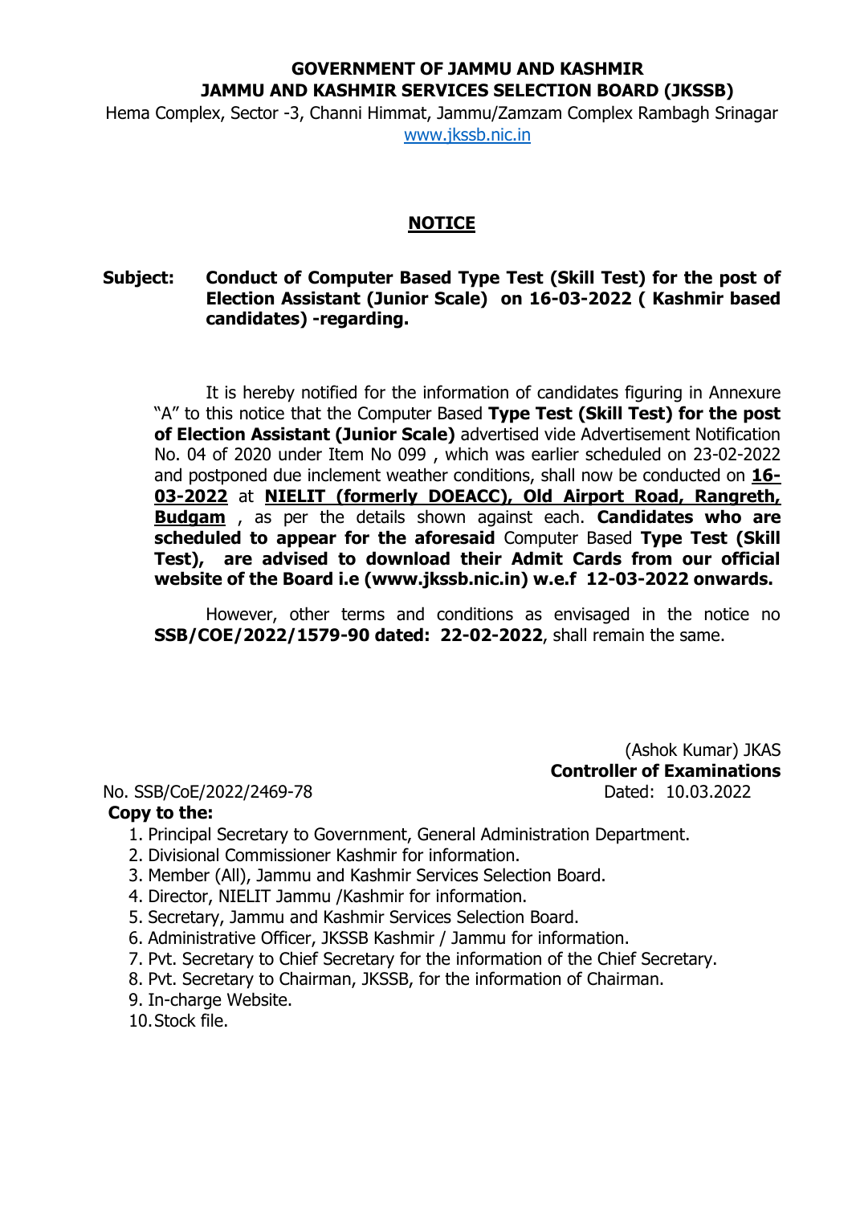**GOVERNMENT OF JAMMU AND KASHMIR**
**JAMMU AND KASHMIR SERVICES SELECTION BOARD (JKSSB)**

Hema Complex, Sector -3, Channi Himmat, Jammu/Zamzam Complex Rambagh Srinagar
www.jkssb.nic.in

# NOTICE

**Subject: Conduct of Computer Based Type Test (Skill Test) for the post of Election Assistant (Junior Scale) on 16-03-2022 ( Kashmir based candidates) -regarding.**

It is hereby notified for the information of candidates figuring in Annexure "A" to this notice that the Computer Based **Type Test (Skill Test) for the post of Election Assistant (Junior Scale)** advertised vide Advertisement Notification No. 04 of 2020 under Item No 099 , which was earlier scheduled on 23-02-2022 and postponed due inclement weather conditions, shall now be conducted on **16-03-2022** at **NIELIT (formerly DOEACC), Old Airport Road, Rangreth, Budgam** , as per the details shown against each. **Candidates who are scheduled to appear for the aforesaid** Computer Based **Type Test (Skill Test), are advised to download their Admit Cards from our official website of the Board i.e (www.jkssb.nic.in) w.e.f 12-03-2022 onwards.**

However, other terms and conditions as envisaged in the notice no **SSB/COE/2022/1579-90 dated: 22-02-2022**, shall remain the same.

(Ashok Kumar) JKAS
**Controller of Examinations**

No. SSB/CoE/2022/2469-78 Dated: 10.03.2022

**Copy to the:**

1. Principal Secretary to Government, General Administration Department.
2. Divisional Commissioner Kashmir for information.
3. Member (All), Jammu and Kashmir Services Selection Board.
4. Director, NIELIT Jammu /Kashmir for information.
5. Secretary, Jammu and Kashmir Services Selection Board.
6. Administrative Officer, JKSSB Kashmir / Jammu for information.
7. Pvt. Secretary to Chief Secretary for the information of the Chief Secretary.
8. Pvt. Secretary to Chairman, JKSSB, for the information of Chairman.
9. In-charge Website.
10. Stock file.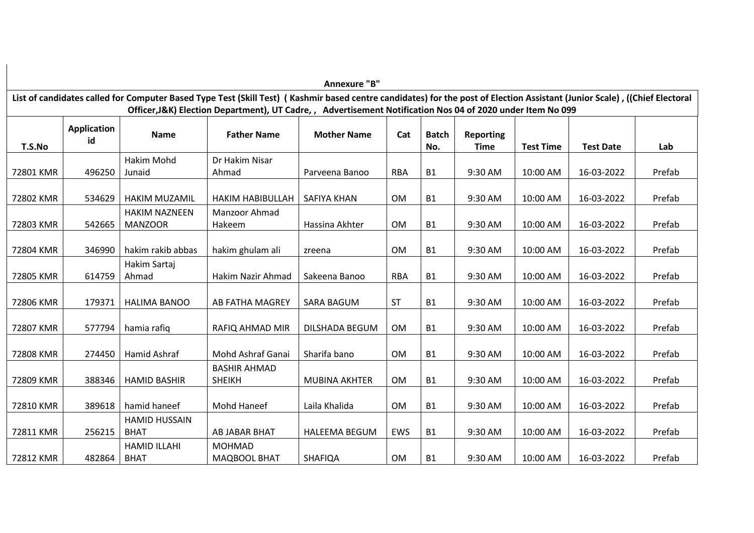**Annexure "B"**

**List of candidates called for Computer Based Type Test (Skill Test) ( Kashmir based centre candidates) for the post of Election Assistant (Junior Scale) , ((Chief Electoral Officer,J&K) Election Department), UT Cadre, , Advertisement Notification Nos 04 of 2020 under Item No 099**

| T.S.No | Application id | Name | Father Name | Mother Name | Cat | Batch No. | Reporting Time | Test Time | Test Date | Lab |
|---|---|---|---|---|---|---|---|---|---|---|
| 72801 KMR | 496250 | Hakim Mohd Junaid | Dr Hakim Nisar Ahmad | Parveena Banoo | RBA | B1 | 9:30 AM | 10:00 AM | 16-03-2022 | Prefab |
| 72802 KMR | 534629 | HAKIM MUZAMIL | HAKIM HABIBULLAH | SAFIYA KHAN | OM | B1 | 9:30 AM | 10:00 AM | 16-03-2022 | Prefab |
| 72803 KMR | 542665 | HAKIM NAZNEEN MANZOOR | Manzoor Ahmad Hakeem | Hassina Akhter | OM | B1 | 9:30 AM | 10:00 AM | 16-03-2022 | Prefab |
| 72804 KMR | 346990 | hakim rakib abbas | hakim ghulam ali | zreena | OM | B1 | 9:30 AM | 10:00 AM | 16-03-2022 | Prefab |
| 72805 KMR | 614759 | Hakim Sartaj Ahmad | Hakim Nazir Ahmad | Sakeena Banoo | RBA | B1 | 9:30 AM | 10:00 AM | 16-03-2022 | Prefab |
| 72806 KMR | 179371 | HALIMA BANOO | AB FATHA MAGREY | SARA BAGUM | ST | B1 | 9:30 AM | 10:00 AM | 16-03-2022 | Prefab |
| 72807 KMR | 577794 | hamia rafiq | RAFIQ AHMAD MIR | DILSHADA BEGUM | OM | B1 | 9:30 AM | 10:00 AM | 16-03-2022 | Prefab |
| 72808 KMR | 274450 | Hamid Ashraf | Mohd Ashraf Ganai | Sharifa bano | OM | B1 | 9:30 AM | 10:00 AM | 16-03-2022 | Prefab |
| 72809 KMR | 388346 | HAMID BASHIR | BASHIR AHMAD SHEIKH | MUBINA AKHTER | OM | B1 | 9:30 AM | 10:00 AM | 16-03-2022 | Prefab |
| 72810 KMR | 389618 | hamid haneef | Mohd Haneef | Laila Khalida | OM | B1 | 9:30 AM | 10:00 AM | 16-03-2022 | Prefab |
| 72811 KMR | 256215 | HAMID HUSSAIN BHAT | AB JABAR BHAT | HALEEMA BEGUM | EWS | B1 | 9:30 AM | 10:00 AM | 16-03-2022 | Prefab |
| 72812 KMR | 482864 | HAMID ILLAHI BHAT | MOHMAD MAQBOOL BHAT | SHAFIQA | OM | B1 | 9:30 AM | 10:00 AM | 16-03-2022 | Prefab |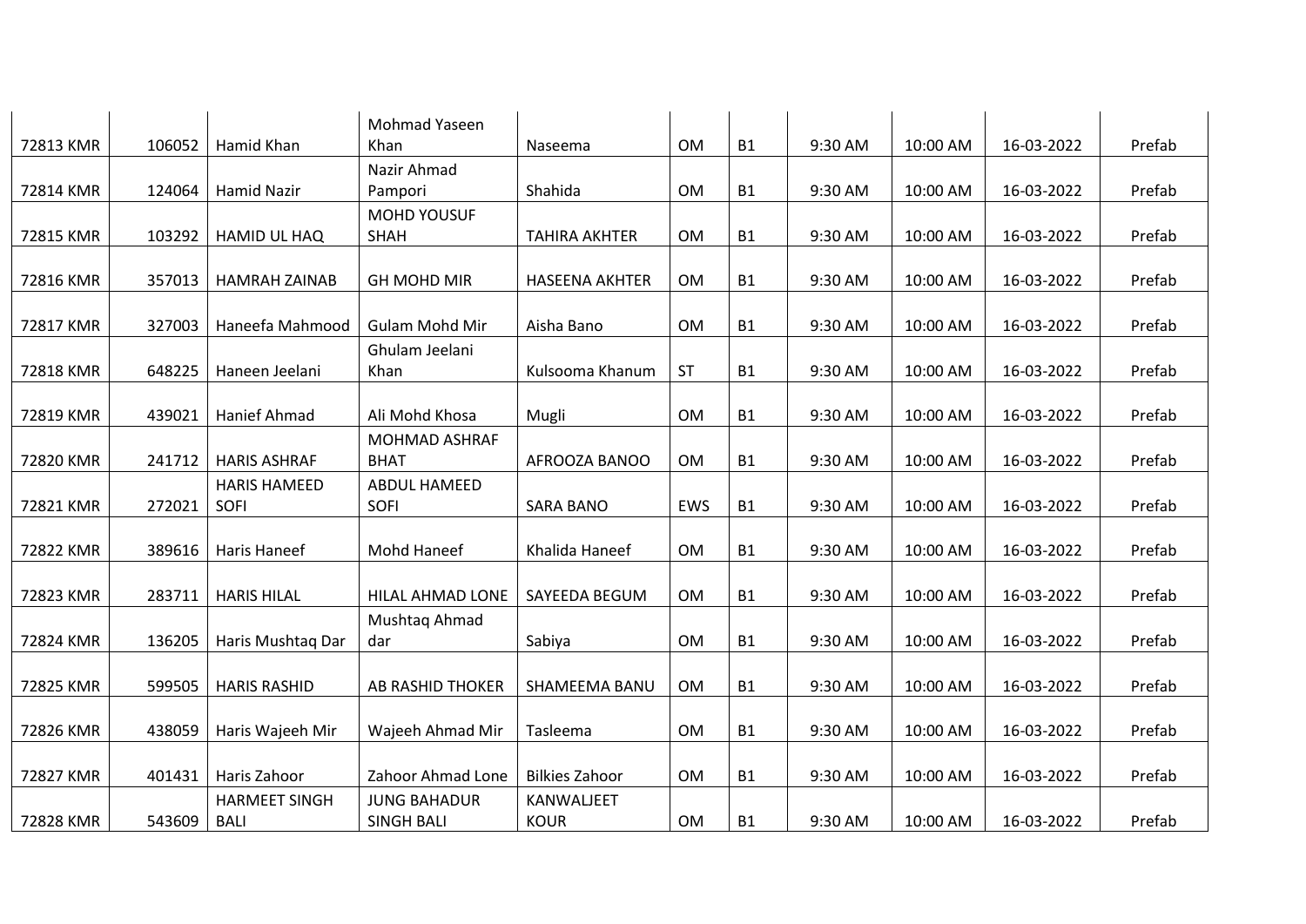| | | | | | | | | | | |
|---|---|---|---|---|---|---|---|---|---|---|
| 72813 KMR | 106052 | Hamid Khan | Mohmad Yaseen Khan | Naseema | OM | B1 | 9:30 AM | 10:00 AM | 16-03-2022 | Prefab |
| 72814 KMR | 124064 | Hamid Nazir | Nazir Ahmad Pampori | Shahida | OM | B1 | 9:30 AM | 10:00 AM | 16-03-2022 | Prefab |
| 72815 KMR | 103292 | HAMID UL HAQ | MOHD YOUSUF SHAH | TAHIRA AKHTER | OM | B1 | 9:30 AM | 10:00 AM | 16-03-2022 | Prefab |
| 72816 KMR | 357013 | HAMRAH ZAINAB | GH MOHD MIR | HASEENA AKHTER | OM | B1 | 9:30 AM | 10:00 AM | 16-03-2022 | Prefab |
| 72817 KMR | 327003 | Haneefa Mahmood | Gulam Mohd Mir | Aisha Bano | OM | B1 | 9:30 AM | 10:00 AM | 16-03-2022 | Prefab |
| 72818 KMR | 648225 | Haneen Jeelani | Ghulam Jeelani Khan | Kulsooma Khanum | ST | B1 | 9:30 AM | 10:00 AM | 16-03-2022 | Prefab |
| 72819 KMR | 439021 | Hanief Ahmad | Ali Mohd Khosa | Mugli | OM | B1 | 9:30 AM | 10:00 AM | 16-03-2022 | Prefab |
| 72820 KMR | 241712 | HARIS ASHRAF | MOHMAD ASHRAF BHAT | AFROOZA BANOO | OM | B1 | 9:30 AM | 10:00 AM | 16-03-2022 | Prefab |
| 72821 KMR | 272021 | HARIS HAMEED SOFI | ABDUL HAMEED SOFI | SARA BANO | EWS | B1 | 9:30 AM | 10:00 AM | 16-03-2022 | Prefab |
| 72822 KMR | 389616 | Haris Haneef | Mohd Haneef | Khalida Haneef | OM | B1 | 9:30 AM | 10:00 AM | 16-03-2022 | Prefab |
| 72823 KMR | 283711 | HARIS HILAL | HILAL AHMAD LONE | SAYEEDA BEGUM | OM | B1 | 9:30 AM | 10:00 AM | 16-03-2022 | Prefab |
| 72824 KMR | 136205 | Haris Mushtaq Dar | Mushtaq Ahmad dar | Sabiya | OM | B1 | 9:30 AM | 10:00 AM | 16-03-2022 | Prefab |
| 72825 KMR | 599505 | HARIS RASHID | AB RASHID THOKER | SHAMEEMA BANU | OM | B1 | 9:30 AM | 10:00 AM | 16-03-2022 | Prefab |
| 72826 KMR | 438059 | Haris Wajeeh Mir | Wajeeh Ahmad Mir | Tasleema | OM | B1 | 9:30 AM | 10:00 AM | 16-03-2022 | Prefab |
| 72827 KMR | 401431 | Haris Zahoor | Zahoor Ahmad Lone | Bilkies Zahoor | OM | B1 | 9:30 AM | 10:00 AM | 16-03-2022 | Prefab |
| 72828 KMR | 543609 | HARMEET SINGH BALI | JUNG BAHADUR SINGH BALI | KANWALJEET KOUR | OM | B1 | 9:30 AM | 10:00 AM | 16-03-2022 | Prefab |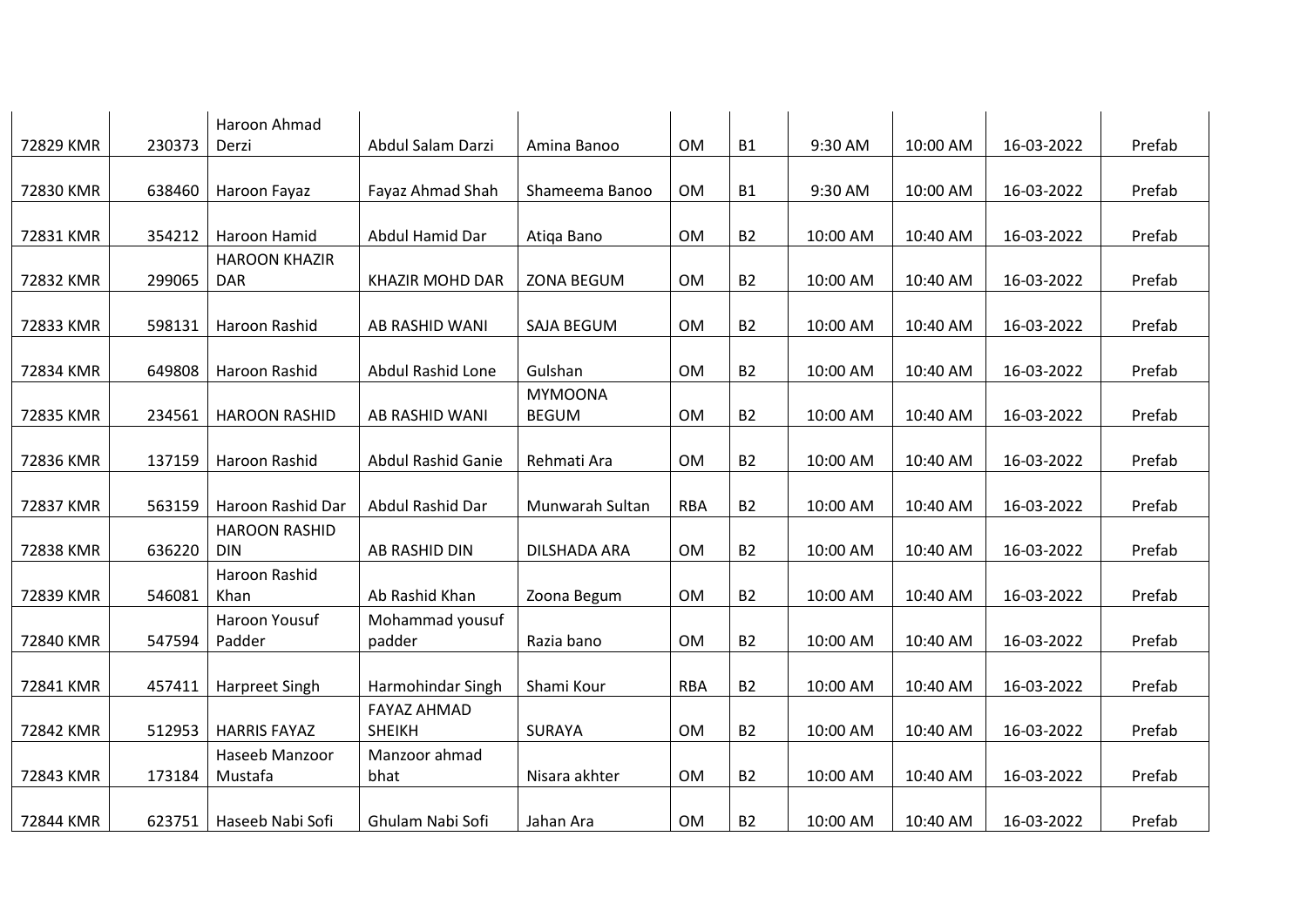| | | | | | | | | | | |
|---|---|---|---|---|---|---|---|---|---|---|
| 72829 KMR | 230373 | Haroon Ahmad Derzi | Abdul Salam Darzi | Amina Banoo | OM | B1 | 9:30 AM | 10:00 AM | 16-03-2022 | Prefab |
| 72830 KMR | 638460 | Haroon Fayaz | Fayaz Ahmad Shah | Shameema Banoo | OM | B1 | 9:30 AM | 10:00 AM | 16-03-2022 | Prefab |
| 72831 KMR | 354212 | Haroon Hamid | Abdul Hamid Dar | Atiqa Bano | OM | B2 | 10:00 AM | 10:40 AM | 16-03-2022 | Prefab |
| 72832 KMR | 299065 | HAROON KHAZIR DAR | KHAZIR MOHD DAR | ZONA BEGUM | OM | B2 | 10:00 AM | 10:40 AM | 16-03-2022 | Prefab |
| 72833 KMR | 598131 | Haroon Rashid | AB RASHID WANI | SAJA BEGUM | OM | B2 | 10:00 AM | 10:40 AM | 16-03-2022 | Prefab |
| 72834 KMR | 649808 | Haroon Rashid | Abdul Rashid Lone | Gulshan | OM | B2 | 10:00 AM | 10:40 AM | 16-03-2022 | Prefab |
| 72835 KMR | 234561 | HAROON RASHID | AB RASHID WANI | MYMOONA BEGUM | OM | B2 | 10:00 AM | 10:40 AM | 16-03-2022 | Prefab |
| 72836 KMR | 137159 | Haroon Rashid | Abdul Rashid Ganie | Rehmati Ara | OM | B2 | 10:00 AM | 10:40 AM | 16-03-2022 | Prefab |
| 72837 KMR | 563159 | Haroon Rashid Dar | Abdul Rashid Dar | Munwarah Sultan | RBA | B2 | 10:00 AM | 10:40 AM | 16-03-2022 | Prefab |
| 72838 KMR | 636220 | HAROON RASHID DIN | AB RASHID DIN | DILSHADA ARA | OM | B2 | 10:00 AM | 10:40 AM | 16-03-2022 | Prefab |
| 72839 KMR | 546081 | Haroon Rashid Khan | Ab Rashid Khan | Zoona Begum | OM | B2 | 10:00 AM | 10:40 AM | 16-03-2022 | Prefab |
| 72840 KMR | 547594 | Haroon Yousuf Padder | Mohammad yousuf padder | Razia bano | OM | B2 | 10:00 AM | 10:40 AM | 16-03-2022 | Prefab |
| 72841 KMR | 457411 | Harpreet Singh | Harmohindar Singh | Shami Kour | RBA | B2 | 10:00 AM | 10:40 AM | 16-03-2022 | Prefab |
| 72842 KMR | 512953 | HARRIS FAYAZ | FAYAZ AHMAD SHEIKH | SURAYA | OM | B2 | 10:00 AM | 10:40 AM | 16-03-2022 | Prefab |
| 72843 KMR | 173184 | Haseeb Manzoor Mustafa | Manzoor ahmad bhat | Nisara akhter | OM | B2 | 10:00 AM | 10:40 AM | 16-03-2022 | Prefab |
| 72844 KMR | 623751 | Haseeb Nabi Sofi | Ghulam Nabi Sofi | Jahan Ara | OM | B2 | 10:00 AM | 10:40 AM | 16-03-2022 | Prefab |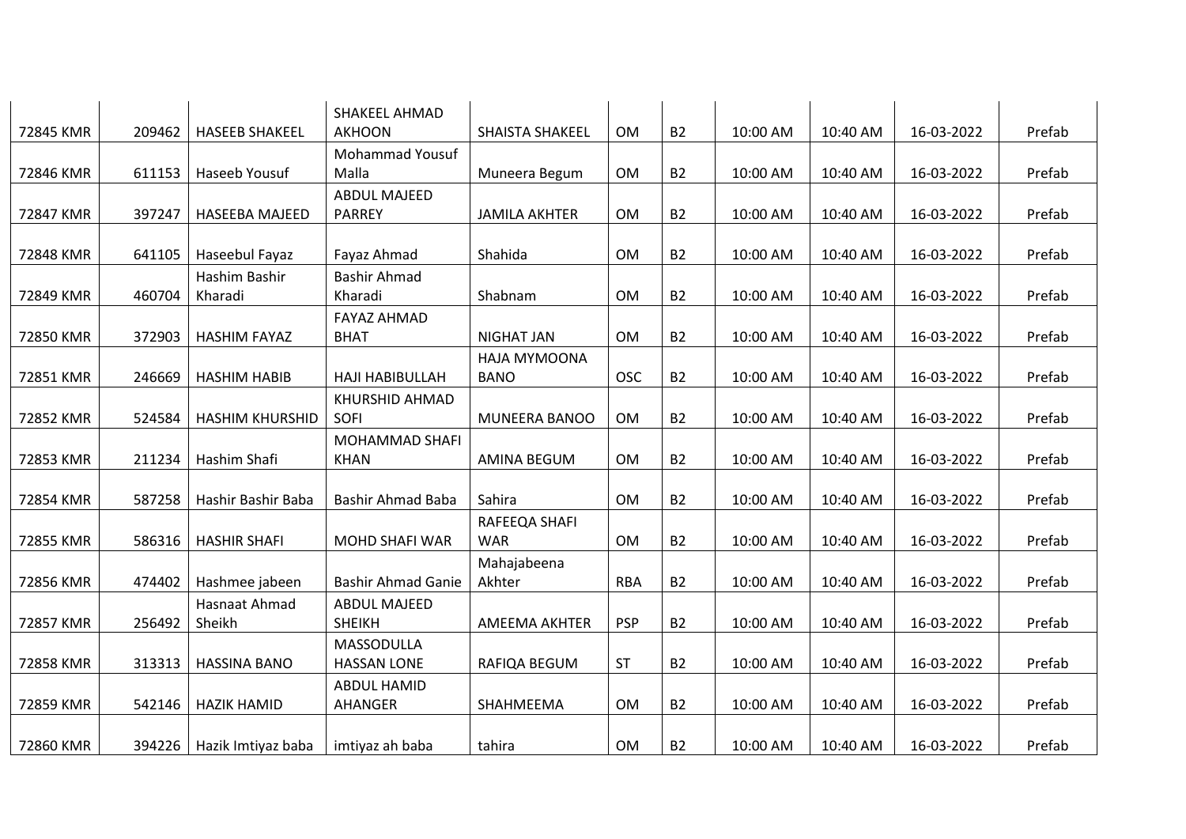| | | | | | | | | | | |
|---|---|---|---|---|---|---|---|---|---|---|
| 72845 KMR | 209462 | HASEEB SHAKEEL | SHAKEEL AHMAD AKHOON | SHAISTA SHAKEEL | OM | B2 | 10:00 AM | 10:40 AM | 16-03-2022 | Prefab |
| 72846 KMR | 611153 | Haseeb Yousuf | Mohammad Yousuf Malla | Muneera Begum | OM | B2 | 10:00 AM | 10:40 AM | 16-03-2022 | Prefab |
| 72847 KMR | 397247 | HASEEBA MAJEED | ABDUL MAJEED PARREY | JAMILA AKHTER | OM | B2 | 10:00 AM | 10:40 AM | 16-03-2022 | Prefab |
| 72848 KMR | 641105 | Haseebul Fayaz | Fayaz Ahmad | Shahida | OM | B2 | 10:00 AM | 10:40 AM | 16-03-2022 | Prefab |
| 72849 KMR | 460704 | Hashim Bashir Kharadi | Bashir Ahmad Kharadi | Shabnam | OM | B2 | 10:00 AM | 10:40 AM | 16-03-2022 | Prefab |
| 72850 KMR | 372903 | HASHIM FAYAZ | FAYAZ AHMAD BHAT | NIGHAT JAN | OM | B2 | 10:00 AM | 10:40 AM | 16-03-2022 | Prefab |
| 72851 KMR | 246669 | HASHIM HABIB | HAJI HABIBULLAH | HAJA MYMOONA BANO | OSC | B2 | 10:00 AM | 10:40 AM | 16-03-2022 | Prefab |
| 72852 KMR | 524584 | HASHIM KHURSHID | KHURSHID AHMAD SOFI | MUNEERA BANOO | OM | B2 | 10:00 AM | 10:40 AM | 16-03-2022 | Prefab |
| 72853 KMR | 211234 | Hashim Shafi | MOHAMMAD SHAFI KHAN | AMINA BEGUM | OM | B2 | 10:00 AM | 10:40 AM | 16-03-2022 | Prefab |
| 72854 KMR | 587258 | Hashir Bashir Baba | Bashir Ahmad Baba | Sahira | OM | B2 | 10:00 AM | 10:40 AM | 16-03-2022 | Prefab |
| 72855 KMR | 586316 | HASHIR SHAFI | MOHD SHAFI WAR | RAFEEQA SHAFI WAR | OM | B2 | 10:00 AM | 10:40 AM | 16-03-2022 | Prefab |
| 72856 KMR | 474402 | Hashmee jabeen | Bashir Ahmad Ganie | Mahajabeena Akhter | RBA | B2 | 10:00 AM | 10:40 AM | 16-03-2022 | Prefab |
| 72857 KMR | 256492 | Hasnaat Ahmad Sheikh | ABDUL MAJEED SHEIKH | AMEEMA AKHTER | PSP | B2 | 10:00 AM | 10:40 AM | 16-03-2022 | Prefab |
| 72858 KMR | 313313 | HASSINA BANO | MASSODULLA HASSAN LONE | RAFIQA BEGUM | ST | B2 | 10:00 AM | 10:40 AM | 16-03-2022 | Prefab |
| 72859 KMR | 542146 | HAZIK HAMID | ABDUL HAMID AHANGER | SHAHMEEMA | OM | B2 | 10:00 AM | 10:40 AM | 16-03-2022 | Prefab |
| 72860 KMR | 394226 | Hazik Imtiyaz baba | imtiyaz ah baba | tahira | OM | B2 | 10:00 AM | 10:40 AM | 16-03-2022 | Prefab |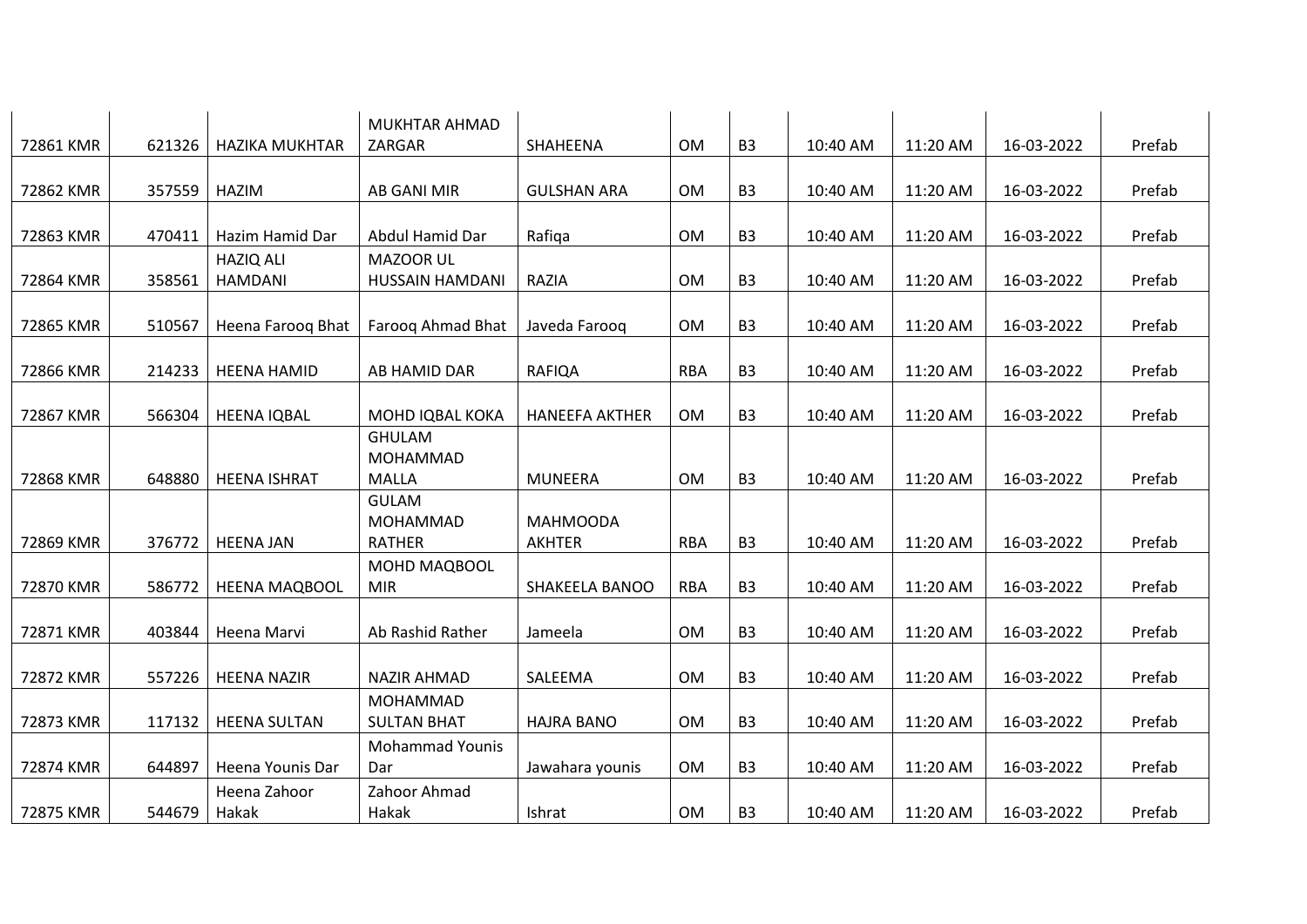| | | | | | | | | | | |
|---|---|---|---|---|---|---|---|---|---|---|
| 72861 KMR | 621326 | HAZIKA MUKHTAR | MUKHTAR AHMAD ZARGAR | SHAHEENA | OM | B3 | 10:40 AM | 11:20 AM | 16-03-2022 | Prefab |
| 72862 KMR | 357559 | HAZIM | AB GANI MIR | GULSHAN ARA | OM | B3 | 10:40 AM | 11:20 AM | 16-03-2022 | Prefab |
| 72863 KMR | 470411 | Hazim Hamid Dar | Abdul Hamid Dar | Rafiqa | OM | B3 | 10:40 AM | 11:20 AM | 16-03-2022 | Prefab |
| 72864 KMR | 358561 | HAZIQ ALI HAMDANI | MAZOOR UL HUSSAIN HAMDANI | RAZIA | OM | B3 | 10:40 AM | 11:20 AM | 16-03-2022 | Prefab |
| 72865 KMR | 510567 | Heena Farooq Bhat | Farooq Ahmad Bhat | Javeda Farooq | OM | B3 | 10:40 AM | 11:20 AM | 16-03-2022 | Prefab |
| 72866 KMR | 214233 | HEENA HAMID | AB HAMID DAR | RAFIQA | RBA | B3 | 10:40 AM | 11:20 AM | 16-03-2022 | Prefab |
| 72867 KMR | 566304 | HEENA IQBAL | MOHD IQBAL KOKA | HANEEFA AKTHER | OM | B3 | 10:40 AM | 11:20 AM | 16-03-2022 | Prefab |
| 72868 KMR | 648880 | HEENA ISHRAT | GHULAM MOHAMMAD MALLA | MUNEERA | OM | B3 | 10:40 AM | 11:20 AM | 16-03-2022 | Prefab |
| 72869 KMR | 376772 | HEENA JAN | GULAM MOHAMMAD RATHER | MAHMOODA AKHTER | RBA | B3 | 10:40 AM | 11:20 AM | 16-03-2022 | Prefab |
| 72870 KMR | 586772 | HEENA MAQBOOL | MOHD MAQBOOL MIR | SHAKEELA BANOO | RBA | B3 | 10:40 AM | 11:20 AM | 16-03-2022 | Prefab |
| 72871 KMR | 403844 | Heena Marvi | Ab Rashid Rather | Jameela | OM | B3 | 10:40 AM | 11:20 AM | 16-03-2022 | Prefab |
| 72872 KMR | 557226 | HEENA NAZIR | NAZIR AHMAD | SALEEMA | OM | B3 | 10:40 AM | 11:20 AM | 16-03-2022 | Prefab |
| 72873 KMR | 117132 | HEENA SULTAN | MOHAMMAD SULTAN BHAT | HAJRA BANO | OM | B3 | 10:40 AM | 11:20 AM | 16-03-2022 | Prefab |
| 72874 KMR | 644897 | Heena Younis Dar | Mohammad Younis Dar | Jawahara younis | OM | B3 | 10:40 AM | 11:20 AM | 16-03-2022 | Prefab |
| 72875 KMR | 544679 | Heena Zahoor Hakak | Zahoor Ahmad Hakak | Ishrat | OM | B3 | 10:40 AM | 11:20 AM | 16-03-2022 | Prefab |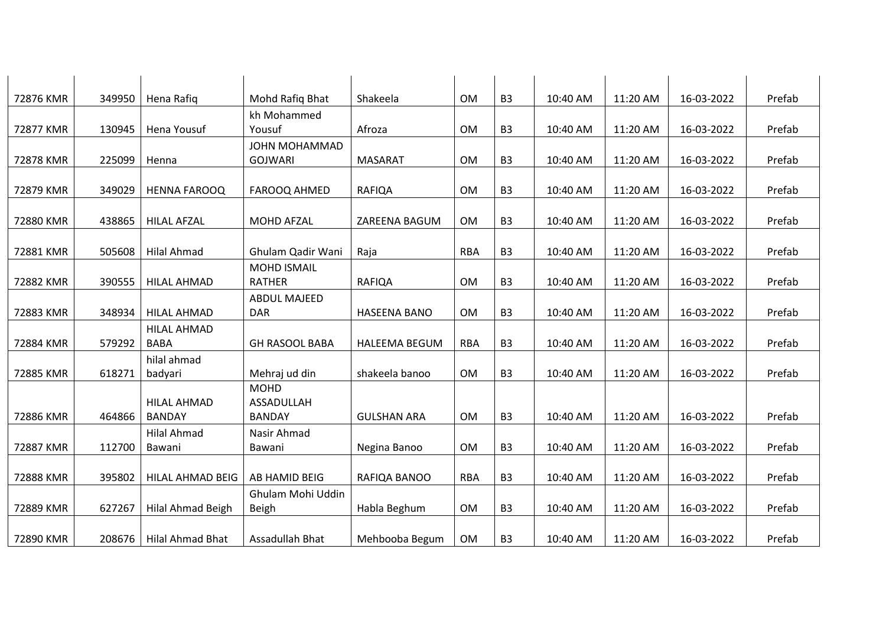| | | | | | | | | | | |
|---|---|---|---|---|---|---|---|---|---|---|
| 72876 KMR | 349950 | Hena Rafiq | Mohd Rafiq Bhat | Shakeela | OM | B3 | 10:40 AM | 11:20 AM | 16-03-2022 | Prefab |
| 72877 KMR | 130945 | Hena Yousuf | kh Mohammed Yousuf | Afroza | OM | B3 | 10:40 AM | 11:20 AM | 16-03-2022 | Prefab |
| 72878 KMR | 225099 | Henna | JOHN MOHAMMAD GOJWARI | MASARAT | OM | B3 | 10:40 AM | 11:20 AM | 16-03-2022 | Prefab |
| 72879 KMR | 349029 | HENNA FAROOQ | FAROOQ AHMED | RAFIQA | OM | B3 | 10:40 AM | 11:20 AM | 16-03-2022 | Prefab |
| 72880 KMR | 438865 | HILAL AFZAL | MOHD AFZAL | ZAREENA BAGUM | OM | B3 | 10:40 AM | 11:20 AM | 16-03-2022 | Prefab |
| 72881 KMR | 505608 | Hilal Ahmad | Ghulam Qadir Wani | Raja | RBA | B3 | 10:40 AM | 11:20 AM | 16-03-2022 | Prefab |
| 72882 KMR | 390555 | HILAL AHMAD | MOHD ISMAIL RATHER | RAFIQA | OM | B3 | 10:40 AM | 11:20 AM | 16-03-2022 | Prefab |
| 72883 KMR | 348934 | HILAL AHMAD | ABDUL MAJEED DAR | HASEENA BANO | OM | B3 | 10:40 AM | 11:20 AM | 16-03-2022 | Prefab |
| 72884 KMR | 579292 | HILAL AHMAD BABA | GH RASOOL BABA | HALEEMA BEGUM | RBA | B3 | 10:40 AM | 11:20 AM | 16-03-2022 | Prefab |
| 72885 KMR | 618271 | hilal ahmad badyari | Mehraj ud din | shakeela banoo | OM | B3 | 10:40 AM | 11:20 AM | 16-03-2022 | Prefab |
| 72886 KMR | 464866 | HILAL AHMAD BANDAY | MOHD ASSADULLAH BANDAY | GULSHAN ARA | OM | B3 | 10:40 AM | 11:20 AM | 16-03-2022 | Prefab |
| 72887 KMR | 112700 | Hilal Ahmad Bawani | Nasir Ahmad Bawani | Negina Banoo | OM | B3 | 10:40 AM | 11:20 AM | 16-03-2022 | Prefab |
| 72888 KMR | 395802 | HILAL AHMAD BEIG | AB HAMID BEIG | RAFIQA BANOO | RBA | B3 | 10:40 AM | 11:20 AM | 16-03-2022 | Prefab |
| 72889 KMR | 627267 | Hilal Ahmad Beigh | Ghulam Mohi Uddin Beigh | Habla Beghum | OM | B3 | 10:40 AM | 11:20 AM | 16-03-2022 | Prefab |
| 72890 KMR | 208676 | Hilal Ahmad Bhat | Assadullah Bhat | Mehbooba Begum | OM | B3 | 10:40 AM | 11:20 AM | 16-03-2022 | Prefab |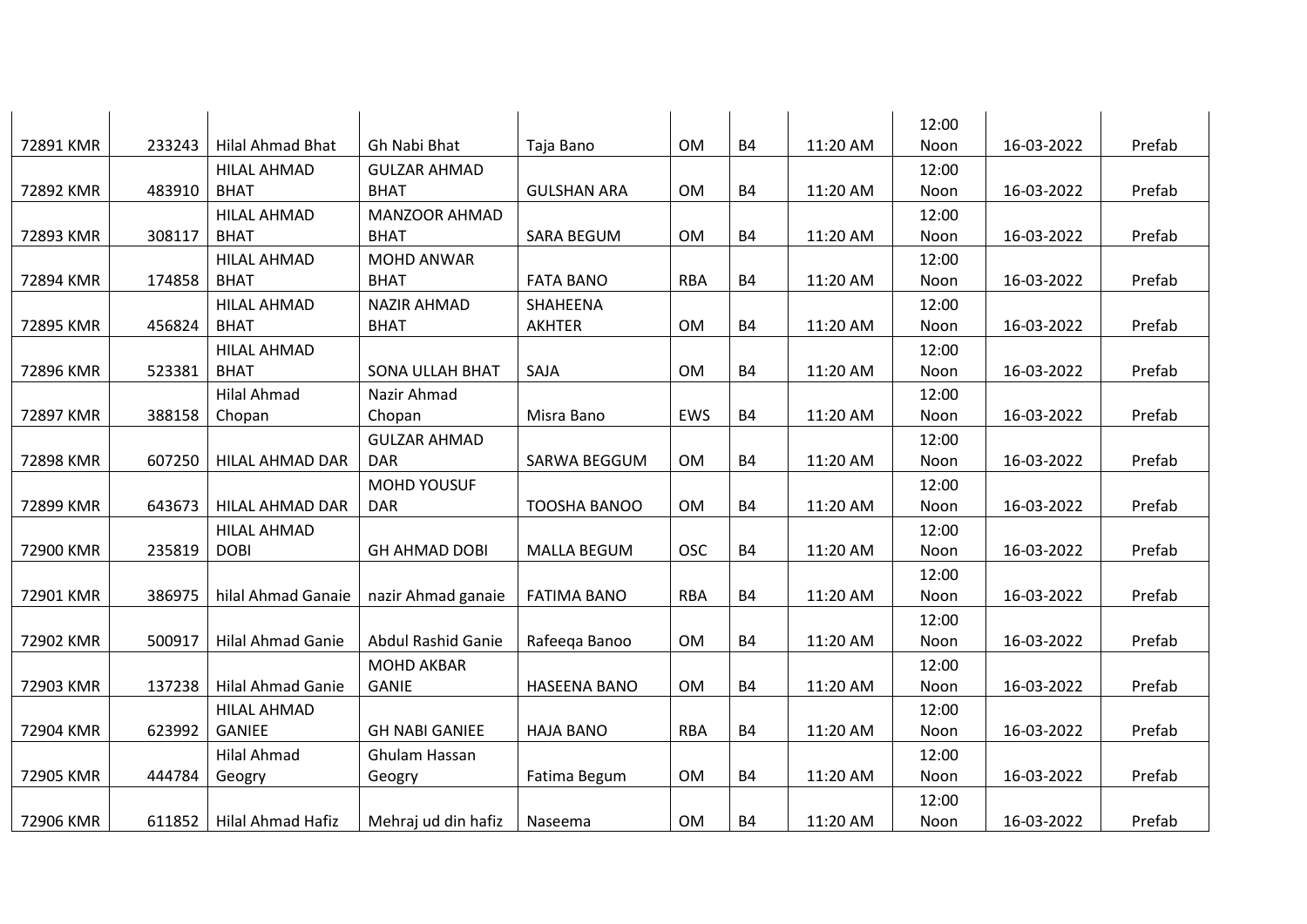| | | | | | | | | | | |
|---|---|---|---|---|---|---|---|---|---|---|
| 72891 KMR | 233243 | Hilal Ahmad Bhat | Gh Nabi Bhat | Taja Bano | OM | B4 | 11:20 AM | 12:00 Noon | 16-03-2022 | Prefab |
| 72892 KMR | 483910 | HILAL AHMAD BHAT | GULZAR AHMAD BHAT | GULSHAN ARA | OM | B4 | 11:20 AM | 12:00 Noon | 16-03-2022 | Prefab |
| 72893 KMR | 308117 | HILAL AHMAD BHAT | MANZOOR AHMAD BHAT | SARA BEGUM | OM | B4 | 11:20 AM | 12:00 Noon | 16-03-2022 | Prefab |
| 72894 KMR | 174858 | HILAL AHMAD BHAT | MOHD ANWAR BHAT | FATA BANO | RBA | B4 | 11:20 AM | 12:00 Noon | 16-03-2022 | Prefab |
| 72895 KMR | 456824 | HILAL AHMAD BHAT | NAZIR AHMAD BHAT | SHAHEENA AKHTER | OM | B4 | 11:20 AM | 12:00 Noon | 16-03-2022 | Prefab |
| 72896 KMR | 523381 | HILAL AHMAD BHAT | SONA ULLAH BHAT | SAJA | OM | B4 | 11:20 AM | 12:00 Noon | 16-03-2022 | Prefab |
| 72897 KMR | 388158 | Hilal Ahmad Chopan | Nazir Ahmad Chopan | Misra Bano | EWS | B4 | 11:20 AM | 12:00 Noon | 16-03-2022 | Prefab |
| 72898 KMR | 607250 | HILAL AHMAD DAR | GULZAR AHMAD DAR | SARWA BEGGUM | OM | B4 | 11:20 AM | 12:00 Noon | 16-03-2022 | Prefab |
| 72899 KMR | 643673 | HILAL AHMAD DAR | MOHD YOUSUF DAR | TOOSHA BANOO | OM | B4 | 11:20 AM | 12:00 Noon | 16-03-2022 | Prefab |
| 72900 KMR | 235819 | HILAL AHMAD DOBI | GH AHMAD DOBI | MALLA BEGUM | OSC | B4 | 11:20 AM | 12:00 Noon | 16-03-2022 | Prefab |
| 72901 KMR | 386975 | hilal Ahmad Ganaie | nazir Ahmad ganaie | FATIMA BANO | RBA | B4 | 11:20 AM | 12:00 Noon | 16-03-2022 | Prefab |
| 72902 KMR | 500917 | Hilal Ahmad Ganie | Abdul Rashid Ganie | Rafeeqa Banoo | OM | B4 | 11:20 AM | 12:00 Noon | 16-03-2022 | Prefab |
| 72903 KMR | 137238 | Hilal Ahmad Ganie | MOHD AKBAR GANIE | HASEENA BANO | OM | B4 | 11:20 AM | 12:00 Noon | 16-03-2022 | Prefab |
| 72904 KMR | 623992 | HILAL AHMAD GANIEE | GH NABI GANIEE | HAJA BANO | RBA | B4 | 11:20 AM | 12:00 Noon | 16-03-2022 | Prefab |
| 72905 KMR | 444784 | Hilal Ahmad Geogry | Ghulam Hassan Geogry | Fatima Begum | OM | B4 | 11:20 AM | 12:00 Noon | 16-03-2022 | Prefab |
| 72906 KMR | 611852 | Hilal Ahmad Hafiz | Mehraj ud din hafiz | Naseema | OM | B4 | 11:20 AM | 12:00 Noon | 16-03-2022 | Prefab |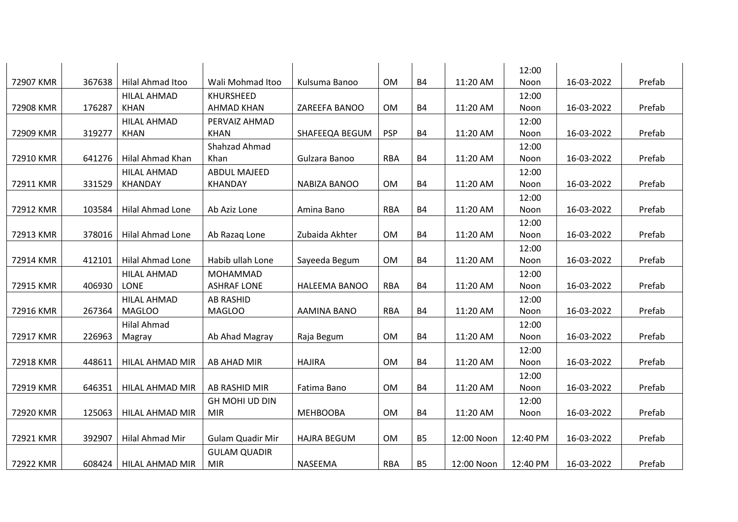| | | | | | | | | | | |
|---|---|---|---|---|---|---|---|---|---|---|
| 72907 KMR | 367638 | Hilal Ahmad Itoo | Wali Mohmad Itoo | Kulsuma Banoo | OM | B4 | 11:20 AM | 12:00 Noon | 16-03-2022 | Prefab |
| 72908 KMR | 176287 | HILAL AHMAD KHAN | KHURSHEED AHMAD KHAN | ZAREEFA BANOO | OM | B4 | 11:20 AM | 12:00 Noon | 16-03-2022 | Prefab |
| 72909 KMR | 319277 | HILAL AHMAD KHAN | PERVAIZ AHMAD KHAN | SHAFEEQA BEGUM | PSP | B4 | 11:20 AM | 12:00 Noon | 16-03-2022 | Prefab |
| 72910 KMR | 641276 | Hilal Ahmad Khan | Shahzad Ahmad Khan | Gulzara Banoo | RBA | B4 | 11:20 AM | 12:00 Noon | 16-03-2022 | Prefab |
| 72911 KMR | 331529 | HILAL AHMAD KHANDAY | ABDUL MAJEED KHANDAY | NABIZA BANOO | OM | B4 | 11:20 AM | 12:00 Noon | 16-03-2022 | Prefab |
| 72912 KMR | 103584 | Hilal Ahmad Lone | Ab Aziz Lone | Amina Bano | RBA | B4 | 11:20 AM | 12:00 Noon | 16-03-2022 | Prefab |
| 72913 KMR | 378016 | Hilal Ahmad Lone | Ab Razaq Lone | Zubaida Akhter | OM | B4 | 11:20 AM | 12:00 Noon | 16-03-2022 | Prefab |
| 72914 KMR | 412101 | Hilal Ahmad Lone | Habib ullah Lone | Sayeeda Begum | OM | B4 | 11:20 AM | 12:00 Noon | 16-03-2022 | Prefab |
| 72915 KMR | 406930 | HILAL AHMAD LONE | MOHAMMAD ASHRAF LONE | HALEEMA BANOO | RBA | B4 | 11:20 AM | 12:00 Noon | 16-03-2022 | Prefab |
| 72916 KMR | 267364 | HILAL AHMAD MAGLOO | AB RASHID MAGLOO | AAMINA BANO | RBA | B4 | 11:20 AM | 12:00 Noon | 16-03-2022 | Prefab |
| 72917 KMR | 226963 | Hilal Ahmad Magray | Ab Ahad Magray | Raja Begum | OM | B4 | 11:20 AM | 12:00 Noon | 16-03-2022 | Prefab |
| 72918 KMR | 448611 | HILAL AHMAD MIR | AB AHAD MIR | HAJIRA | OM | B4 | 11:20 AM | 12:00 Noon | 16-03-2022 | Prefab |
| 72919 KMR | 646351 | HILAL AHMAD MIR | AB RASHID MIR | Fatima Bano | OM | B4 | 11:20 AM | 12:00 Noon | 16-03-2022 | Prefab |
| 72920 KMR | 125063 | HILAL AHMAD MIR | GH MOHI UD DIN MIR | MEHBOOBA | OM | B4 | 11:20 AM | 12:00 Noon | 16-03-2022 | Prefab |
| 72921 KMR | 392907 | Hilal Ahmad Mir | Gulam Quadir Mir | HAJRA BEGUM | OM | B5 | 12:00 Noon | 12:40 PM | 16-03-2022 | Prefab |
| 72922 KMR | 608424 | HILAL AHMAD MIR | GULAM QUADIR MIR | NASEEMA | RBA | B5 | 12:00 Noon | 12:40 PM | 16-03-2022 | Prefab |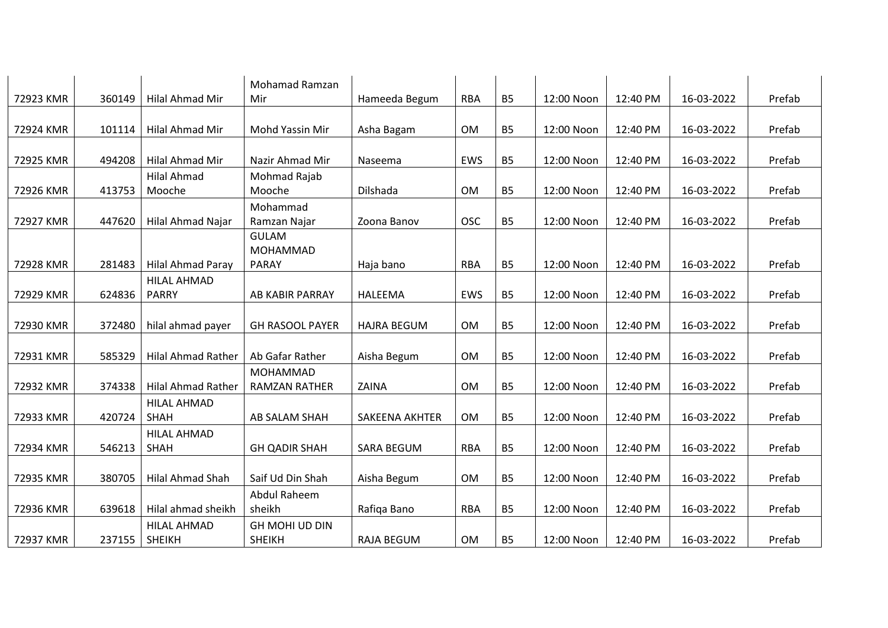| | | | | | | | | | | |
|---|---|---|---|---|---|---|---|---|---|---|
| 72923 KMR | 360149 | Hilal Ahmad Mir | Mohamad Ramzan Mir | Hameeda Begum | RBA | B5 | 12:00 Noon | 12:40 PM | 16-03-2022 | Prefab |
| 72924 KMR | 101114 | Hilal Ahmad Mir | Mohd Yassin Mir | Asha Bagam | OM | B5 | 12:00 Noon | 12:40 PM | 16-03-2022 | Prefab |
| 72925 KMR | 494208 | Hilal Ahmad Mir | Nazir Ahmad Mir | Naseema | EWS | B5 | 12:00 Noon | 12:40 PM | 16-03-2022 | Prefab |
| 72926 KMR | 413753 | Hilal Ahmad Mooche | Mohmad Rajab Mooche | Dilshada | OM | B5 | 12:00 Noon | 12:40 PM | 16-03-2022 | Prefab |
| 72927 KMR | 447620 | Hilal Ahmad Najar | Mohammad Ramzan Najar | Zoona Banov | OSC | B5 | 12:00 Noon | 12:40 PM | 16-03-2022 | Prefab |
| 72928 KMR | 281483 | Hilal Ahmad Paray | GULAM MOHAMMAD PARAY | Haja bano | RBA | B5 | 12:00 Noon | 12:40 PM | 16-03-2022 | Prefab |
| 72929 KMR | 624836 | HILAL AHMAD PARRY | AB KABIR PARRAY | HALEEMA | EWS | B5 | 12:00 Noon | 12:40 PM | 16-03-2022 | Prefab |
| 72930 KMR | 372480 | hilal ahmad payer | GH RASOOL PAYER | HAJRA BEGUM | OM | B5 | 12:00 Noon | 12:40 PM | 16-03-2022 | Prefab |
| 72931 KMR | 585329 | Hilal Ahmad Rather | Ab Gafar Rather | Aisha Begum | OM | B5 | 12:00 Noon | 12:40 PM | 16-03-2022 | Prefab |
| 72932 KMR | 374338 | Hilal Ahmad Rather | MOHAMMAD RAMZAN RATHER | ZAINA | OM | B5 | 12:00 Noon | 12:40 PM | 16-03-2022 | Prefab |
| 72933 KMR | 420724 | HILAL AHMAD SHAH | AB SALAM SHAH | SAKEENA AKHTER | OM | B5 | 12:00 Noon | 12:40 PM | 16-03-2022 | Prefab |
| 72934 KMR | 546213 | HILAL AHMAD SHAH | GH QADIR SHAH | SARA BEGUM | RBA | B5 | 12:00 Noon | 12:40 PM | 16-03-2022 | Prefab |
| 72935 KMR | 380705 | Hilal Ahmad Shah | Saif Ud Din Shah | Aisha Begum | OM | B5 | 12:00 Noon | 12:40 PM | 16-03-2022 | Prefab |
| 72936 KMR | 639618 | Hilal ahmad sheikh | Abdul Raheem sheikh | Rafiqa Bano | RBA | B5 | 12:00 Noon | 12:40 PM | 16-03-2022 | Prefab |
| 72937 KMR | 237155 | HILAL AHMAD SHEIKH | GH MOHI UD DIN SHEIKH | RAJA BEGUM | OM | B5 | 12:00 Noon | 12:40 PM | 16-03-2022 | Prefab |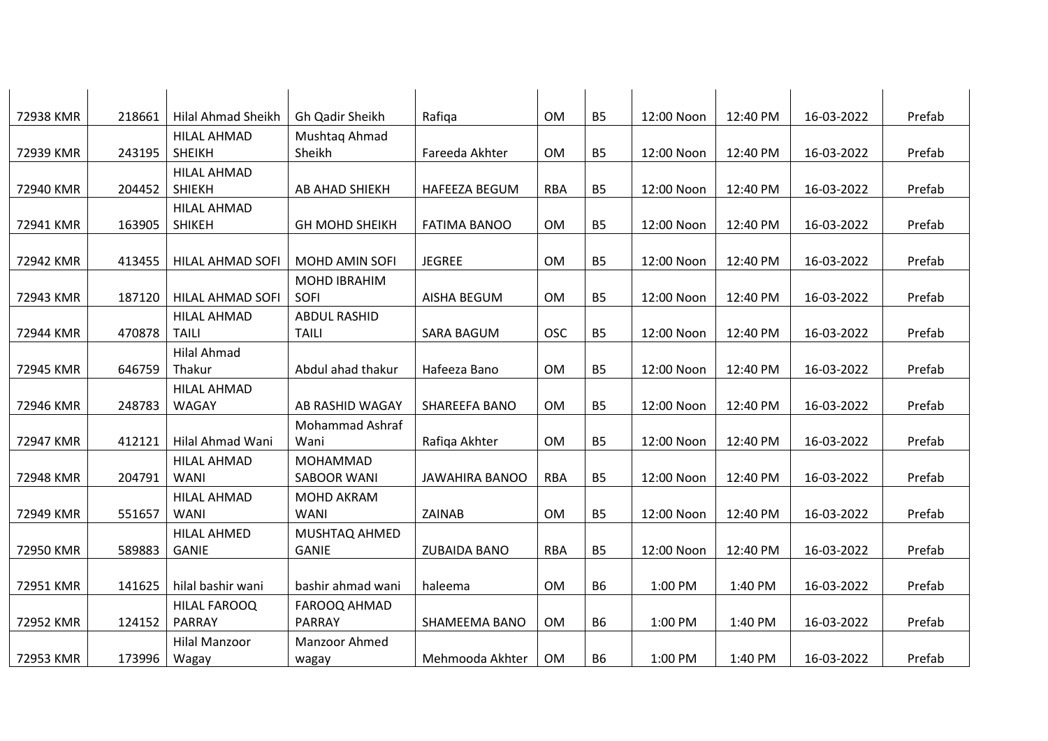| | | | | | | | | | | |
|---|---|---|---|---|---|---|---|---|---|---|
| 72938 KMR | 218661 | Hilal Ahmad Sheikh | Gh Qadir Sheikh | Rafiqa | OM | B5 | 12:00 Noon | 12:40 PM | 16-03-2022 | Prefab |
| 72939 KMR | 243195 | HILAL AHMAD SHEIKH | Mushtaq Ahmad Sheikh | Fareeda Akhter | OM | B5 | 12:00 Noon | 12:40 PM | 16-03-2022 | Prefab |
| 72940 KMR | 204452 | HILAL AHMAD SHIEKH | AB AHAD SHIEKH | HAFEEZA BEGUM | RBA | B5 | 12:00 Noon | 12:40 PM | 16-03-2022 | Prefab |
| 72941 KMR | 163905 | HILAL AHMAD SHIKEH | GH MOHD SHEIKH | FATIMA BANOO | OM | B5 | 12:00 Noon | 12:40 PM | 16-03-2022 | Prefab |
| 72942 KMR | 413455 | HILAL AHMAD SOFI | MOHD AMIN SOFI | JEGREE | OM | B5 | 12:00 Noon | 12:40 PM | 16-03-2022 | Prefab |
| 72943 KMR | 187120 | HILAL AHMAD SOFI | MOHD IBRAHIM SOFI | AISHA BEGUM | OM | B5 | 12:00 Noon | 12:40 PM | 16-03-2022 | Prefab |
| 72944 KMR | 470878 | HILAL AHMAD TAILI | ABDUL RASHID TAILI | SARA BAGUM | OSC | B5 | 12:00 Noon | 12:40 PM | 16-03-2022 | Prefab |
| 72945 KMR | 646759 | Hilal Ahmad Thakur | Abdul ahad thakur | Hafeeza Bano | OM | B5 | 12:00 Noon | 12:40 PM | 16-03-2022 | Prefab |
| 72946 KMR | 248783 | HILAL AHMAD WAGAY | AB RASHID WAGAY | SHAREEFA BANO | OM | B5 | 12:00 Noon | 12:40 PM | 16-03-2022 | Prefab |
| 72947 KMR | 412121 | Hilal Ahmad Wani | Mohammad Ashraf Wani | Rafiqa Akhter | OM | B5 | 12:00 Noon | 12:40 PM | 16-03-2022 | Prefab |
| 72948 KMR | 204791 | HILAL AHMAD WANI | MOHAMMAD SABOOR WANI | JAWAHIRA BANOO | RBA | B5 | 12:00 Noon | 12:40 PM | 16-03-2022 | Prefab |
| 72949 KMR | 551657 | HILAL AHMAD WANI | MOHD AKRAM WANI | ZAINAB | OM | B5 | 12:00 Noon | 12:40 PM | 16-03-2022 | Prefab |
| 72950 KMR | 589883 | HILAL AHMED GANIE | MUSHTAQ AHMED GANIE | ZUBAIDA BANO | RBA | B5 | 12:00 Noon | 12:40 PM | 16-03-2022 | Prefab |
| 72951 KMR | 141625 | hilal bashir wani | bashir ahmad wani | haleema | OM | B6 | 1:00 PM | 1:40 PM | 16-03-2022 | Prefab |
| 72952 KMR | 124152 | HILAL FAROOQ PARRAY | FAROOQ AHMAD PARRAY | SHAMEEMA BANO | OM | B6 | 1:00 PM | 1:40 PM | 16-03-2022 | Prefab |
| 72953 KMR | 173996 | Hilal Manzoor Wagay | Manzoor Ahmed wagay | Mehmooda Akhter | OM | B6 | 1:00 PM | 1:40 PM | 16-03-2022 | Prefab |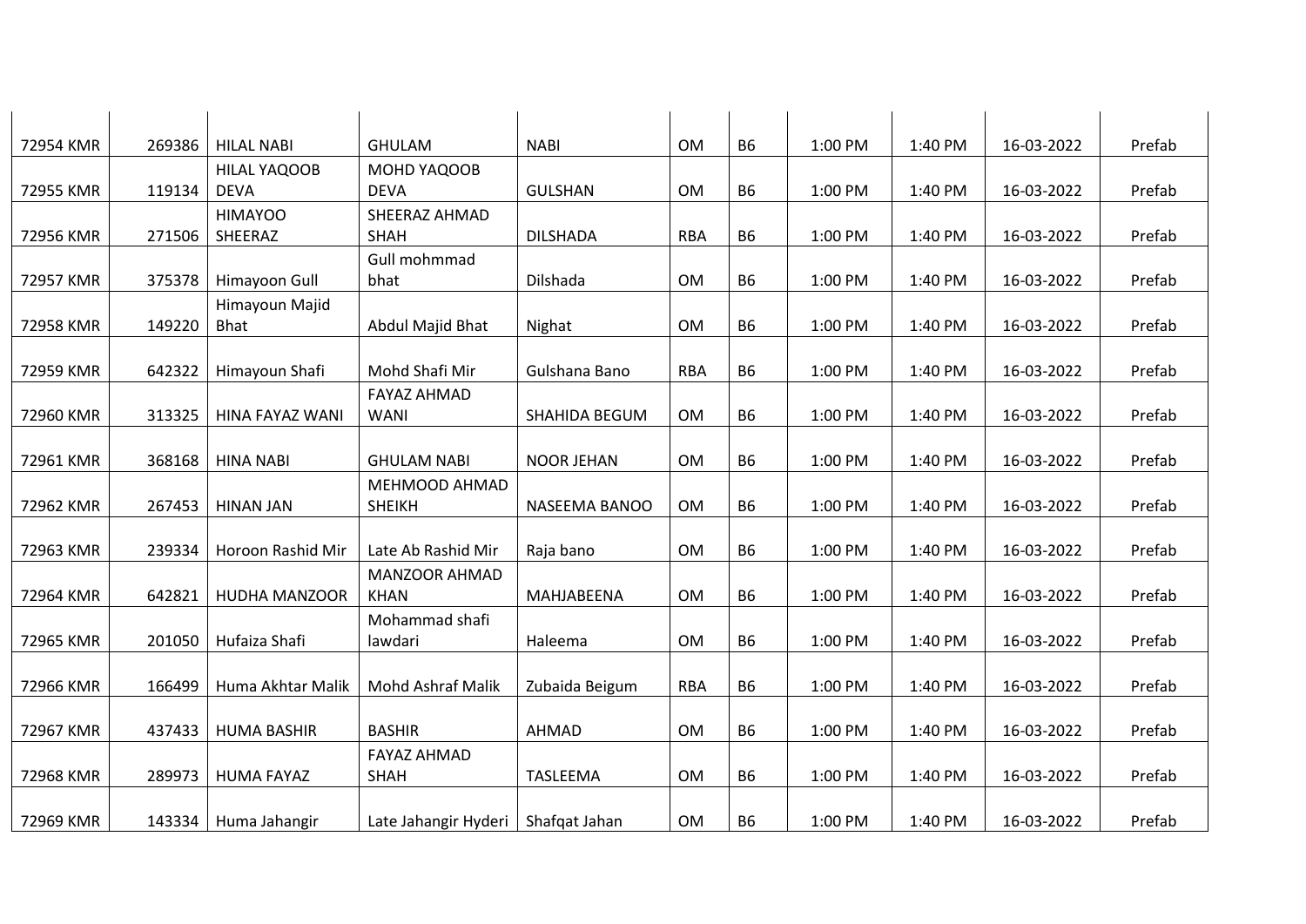| | | | | | | | | | | |
|---|---|---|---|---|---|---|---|---|---|---|
| 72954 KMR | 269386 | HILAL NABI | GHULAM | NABI | OM | B6 | 1:00 PM | 1:40 PM | 16-03-2022 | Prefab |
| 72955 KMR | 119134 | HILAL YAQOOB DEVA | MOHD YAQOOB DEVA | GULSHAN | OM | B6 | 1:00 PM | 1:40 PM | 16-03-2022 | Prefab |
| 72956 KMR | 271506 | HIMAYOO SHEERAZ | SHEERAZ AHMAD SHAH | DILSHADA | RBA | B6 | 1:00 PM | 1:40 PM | 16-03-2022 | Prefab |
| 72957 KMR | 375378 | Himayoon Gull | Gull mohmmad bhat | Dilshada | OM | B6 | 1:00 PM | 1:40 PM | 16-03-2022 | Prefab |
| 72958 KMR | 149220 | Himayoun Majid Bhat | Abdul Majid Bhat | Nighat | OM | B6 | 1:00 PM | 1:40 PM | 16-03-2022 | Prefab |
| 72959 KMR | 642322 | Himayoun Shafi | Mohd Shafi Mir | Gulshana Bano | RBA | B6 | 1:00 PM | 1:40 PM | 16-03-2022 | Prefab |
| 72960 KMR | 313325 | HINA FAYAZ WANI | FAYAZ AHMAD WANI | SHAHIDA BEGUM | OM | B6 | 1:00 PM | 1:40 PM | 16-03-2022 | Prefab |
| 72961 KMR | 368168 | HINA NABI | GHULAM NABI | NOOR JEHAN | OM | B6 | 1:00 PM | 1:40 PM | 16-03-2022 | Prefab |
| 72962 KMR | 267453 | HINAN JAN | MEHMOOD AHMAD SHEIKH | NASEEMA BANOO | OM | B6 | 1:00 PM | 1:40 PM | 16-03-2022 | Prefab |
| 72963 KMR | 239334 | Horoon Rashid Mir | Late Ab Rashid Mir | Raja bano | OM | B6 | 1:00 PM | 1:40 PM | 16-03-2022 | Prefab |
| 72964 KMR | 642821 | HUDHA MANZOOR | MANZOOR AHMAD KHAN | MAHJABEENA | OM | B6 | 1:00 PM | 1:40 PM | 16-03-2022 | Prefab |
| 72965 KMR | 201050 | Hufaiza Shafi | Mohammad shafi lawdari | Haleema | OM | B6 | 1:00 PM | 1:40 PM | 16-03-2022 | Prefab |
| 72966 KMR | 166499 | Huma Akhtar Malik | Mohd Ashraf Malik | Zubaida Beigum | RBA | B6 | 1:00 PM | 1:40 PM | 16-03-2022 | Prefab |
| 72967 KMR | 437433 | HUMA BASHIR | BASHIR | AHMAD | OM | B6 | 1:00 PM | 1:40 PM | 16-03-2022 | Prefab |
| 72968 KMR | 289973 | HUMA FAYAZ | FAYAZ AHMAD SHAH | TASLEEMA | OM | B6 | 1:00 PM | 1:40 PM | 16-03-2022 | Prefab |
| 72969 KMR | 143334 | Huma Jahangir | Late Jahangir Hyderi | Shafqat Jahan | OM | B6 | 1:00 PM | 1:40 PM | 16-03-2022 | Prefab |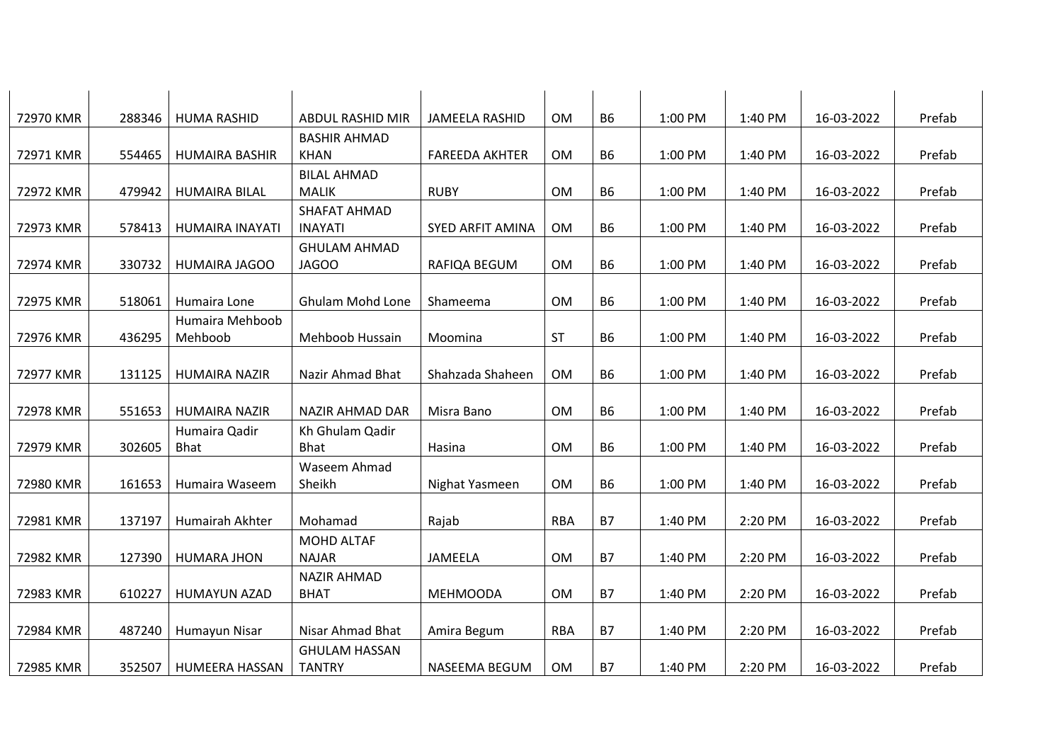| | | | | | | | | | | |
|---|---|---|---|---|---|---|---|---|---|---|
| 72970 KMR | 288346 | HUMA RASHID | ABDUL RASHID MIR | JAMEELA RASHID | OM | B6 | 1:00 PM | 1:40 PM | 16-03-2022 | Prefab |
| 72971 KMR | 554465 | HUMAIRA BASHIR | BASHIR AHMAD KHAN | FAREEDA AKHTER | OM | B6 | 1:00 PM | 1:40 PM | 16-03-2022 | Prefab |
| 72972 KMR | 479942 | HUMAIRA BILAL | BILAL AHMAD MALIK | RUBY | OM | B6 | 1:00 PM | 1:40 PM | 16-03-2022 | Prefab |
| 72973 KMR | 578413 | HUMAIRA INAYATI | SHAFAT AHMAD INAYATI | SYED ARFIT AMINA | OM | B6 | 1:00 PM | 1:40 PM | 16-03-2022 | Prefab |
| 72974 KMR | 330732 | HUMAIRA JAGOO | GHULAM AHMAD JAGOO | RAFIQA BEGUM | OM | B6 | 1:00 PM | 1:40 PM | 16-03-2022 | Prefab |
| 72975 KMR | 518061 | Humaira Lone | Ghulam Mohd Lone | Shameema | OM | B6 | 1:00 PM | 1:40 PM | 16-03-2022 | Prefab |
| 72976 KMR | 436295 | Humaira Mehboob Mehboob | Mehboob Hussain | Moomina | ST | B6 | 1:00 PM | 1:40 PM | 16-03-2022 | Prefab |
| 72977 KMR | 131125 | HUMAIRA NAZIR | Nazir Ahmad Bhat | Shahzada Shaheen | OM | B6 | 1:00 PM | 1:40 PM | 16-03-2022 | Prefab |
| 72978 KMR | 551653 | HUMAIRA NAZIR | NAZIR AHMAD DAR | Misra Bano | OM | B6 | 1:00 PM | 1:40 PM | 16-03-2022 | Prefab |
| 72979 KMR | 302605 | Humaira Qadir Bhat | Kh Ghulam Qadir Bhat | Hasina | OM | B6 | 1:00 PM | 1:40 PM | 16-03-2022 | Prefab |
| 72980 KMR | 161653 | Humaira Waseem | Waseem Ahmad Sheikh | Nighat Yasmeen | OM | B6 | 1:00 PM | 1:40 PM | 16-03-2022 | Prefab |
| 72981 KMR | 137197 | Humairah Akhter | Mohamad | Rajab | RBA | B7 | 1:40 PM | 2:20 PM | 16-03-2022 | Prefab |
| 72982 KMR | 127390 | HUMARA JHON | MOHD ALTAF NAJAR | JAMEELA | OM | B7 | 1:40 PM | 2:20 PM | 16-03-2022 | Prefab |
| 72983 KMR | 610227 | HUMAYUN AZAD | NAZIR AHMAD BHAT | MEHMOODA | OM | B7 | 1:40 PM | 2:20 PM | 16-03-2022 | Prefab |
| 72984 KMR | 487240 | Humayun Nisar | Nisar Ahmad Bhat | Amira Begum | RBA | B7 | 1:40 PM | 2:20 PM | 16-03-2022 | Prefab |
| 72985 KMR | 352507 | HUMEERA HASSAN | GHULAM HASSAN TANTRY | NASEEMA BEGUM | OM | B7 | 1:40 PM | 2:20 PM | 16-03-2022 | Prefab |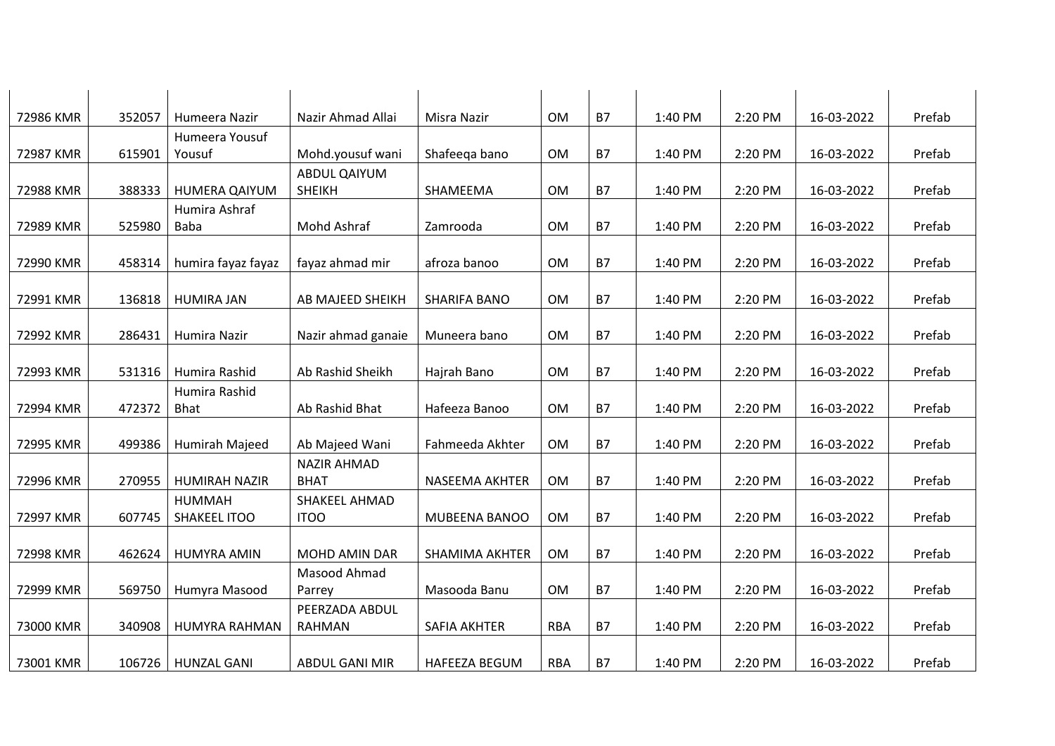| | | | | | | | | | | |
|---|---|---|---|---|---|---|---|---|---|---|
| 72986 KMR | 352057 | Humeera Nazir | Nazir Ahmad Allai | Misra Nazir | OM | B7 | 1:40 PM | 2:20 PM | 16-03-2022 | Prefab |
| 72987 KMR | 615901 | Humeera Yousuf Yousuf | Mohd.yousuf wani | Shafeeqa bano | OM | B7 | 1:40 PM | 2:20 PM | 16-03-2022 | Prefab |
| 72988 KMR | 388333 | HUMERA QAIYUM | ABDUL QAIYUM SHEIKH | SHAMEEMA | OM | B7 | 1:40 PM | 2:20 PM | 16-03-2022 | Prefab |
| 72989 KMR | 525980 | Humira Ashraf Baba | Mohd Ashraf | Zamrooda | OM | B7 | 1:40 PM | 2:20 PM | 16-03-2022 | Prefab |
| 72990 KMR | 458314 | humira fayaz fayaz | fayaz ahmad mir | afroza banoo | OM | B7 | 1:40 PM | 2:20 PM | 16-03-2022 | Prefab |
| 72991 KMR | 136818 | HUMIRA JAN | AB MAJEED SHEIKH | SHARIFA BANO | OM | B7 | 1:40 PM | 2:20 PM | 16-03-2022 | Prefab |
| 72992 KMR | 286431 | Humira Nazir | Nazir ahmad ganaie | Muneera bano | OM | B7 | 1:40 PM | 2:20 PM | 16-03-2022 | Prefab |
| 72993 KMR | 531316 | Humira Rashid | Ab Rashid Sheikh | Hajrah Bano | OM | B7 | 1:40 PM | 2:20 PM | 16-03-2022 | Prefab |
| 72994 KMR | 472372 | Humira Rashid Bhat | Ab Rashid Bhat | Hafeeza Banoo | OM | B7 | 1:40 PM | 2:20 PM | 16-03-2022 | Prefab |
| 72995 KMR | 499386 | Humirah Majeed | Ab Majeed Wani | Fahmeeda Akhter | OM | B7 | 1:40 PM | 2:20 PM | 16-03-2022 | Prefab |
| 72996 KMR | 270955 | HUMIRAH NAZIR | NAZIR AHMAD BHAT | NASEEMA AKHTER | OM | B7 | 1:40 PM | 2:20 PM | 16-03-2022 | Prefab |
| 72997 KMR | 607745 | HUMMAH SHAKEEL ITOO | SHAKEEL AHMAD ITOO | MUBEENA BANOO | OM | B7 | 1:40 PM | 2:20 PM | 16-03-2022 | Prefab |
| 72998 KMR | 462624 | HUMYRA AMIN | MOHD AMIN DAR | SHAMIMA AKHTER | OM | B7 | 1:40 PM | 2:20 PM | 16-03-2022 | Prefab |
| 72999 KMR | 569750 | Humyra Masood | Masood Ahmad Parrey | Masooda Banu | OM | B7 | 1:40 PM | 2:20 PM | 16-03-2022 | Prefab |
| 73000 KMR | 340908 | HUMYRA RAHMAN | PEERZADA ABDUL RAHMAN | SAFIA AKHTER | RBA | B7 | 1:40 PM | 2:20 PM | 16-03-2022 | Prefab |
| 73001 KMR | 106726 | HUNZAL GANI | ABDUL GANI MIR | HAFEEZA BEGUM | RBA | B7 | 1:40 PM | 2:20 PM | 16-03-2022 | Prefab |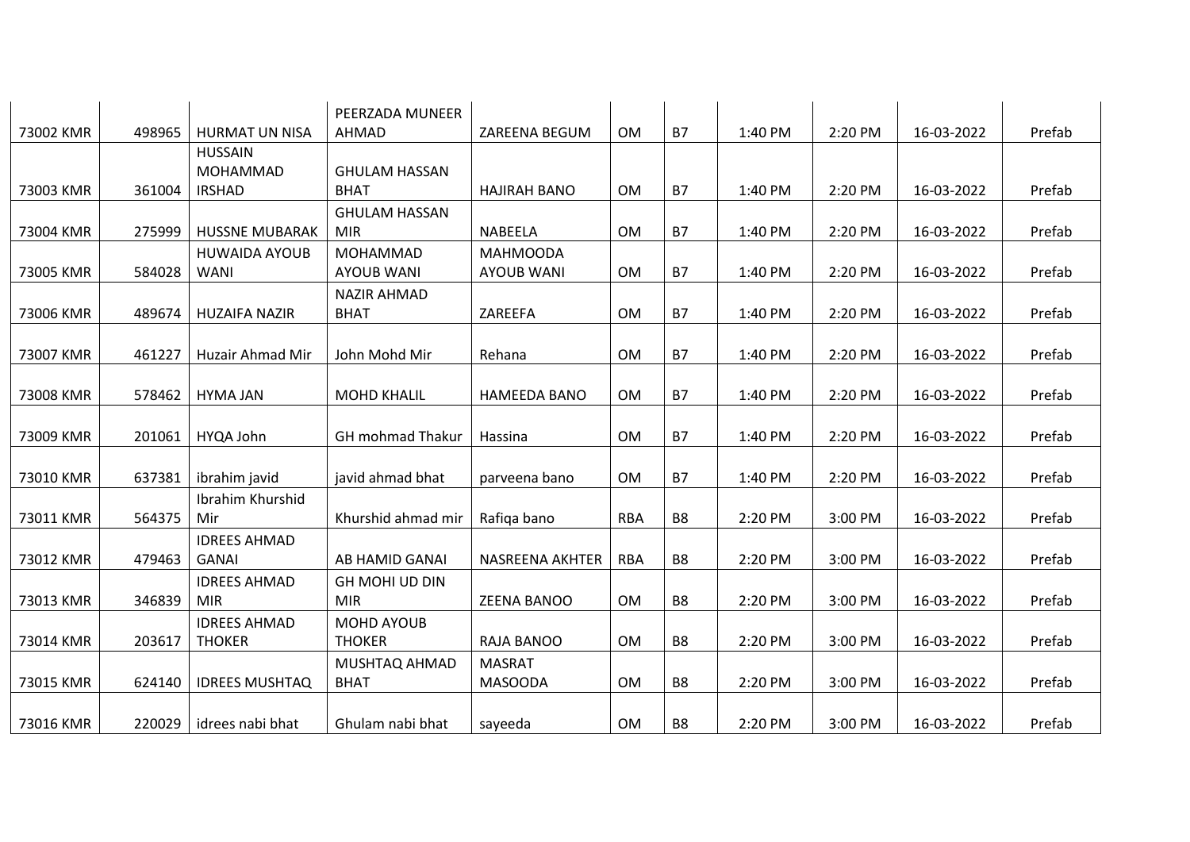| | | | | | | | | | | |
|---|---|---|---|---|---|---|---|---|---|---|
| 73002 KMR | 498965 | HURMAT UN NISA | PEERZADA MUNEER AHMAD | ZAREENA BEGUM | OM | B7 | 1:40 PM | 2:20 PM | 16-03-2022 | Prefab |
| 73003 KMR | 361004 | HUSSAIN MOHAMMAD IRSHAD | GHULAM HASSAN BHAT | HAJIRAH BANO | OM | B7 | 1:40 PM | 2:20 PM | 16-03-2022 | Prefab |
| 73004 KMR | 275999 | HUSSNE MUBARAK | GHULAM HASSAN MIR | NABEELA | OM | B7 | 1:40 PM | 2:20 PM | 16-03-2022 | Prefab |
| 73005 KMR | 584028 | HUWAIDA AYOUB WANI | MOHAMMAD AYOUB WANI | MAHMOODA AYOUB WANI | OM | B7 | 1:40 PM | 2:20 PM | 16-03-2022 | Prefab |
| 73006 KMR | 489674 | HUZAIFA NAZIR | NAZIR AHMAD BHAT | ZAREEFA | OM | B7 | 1:40 PM | 2:20 PM | 16-03-2022 | Prefab |
| 73007 KMR | 461227 | Huzair Ahmad Mir | John Mohd Mir | Rehana | OM | B7 | 1:40 PM | 2:20 PM | 16-03-2022 | Prefab |
| 73008 KMR | 578462 | HYMA JAN | MOHD KHALIL | HAMEEDA BANO | OM | B7 | 1:40 PM | 2:20 PM | 16-03-2022 | Prefab |
| 73009 KMR | 201061 | HYQA John | GH mohmad Thakur | Hassina | OM | B7 | 1:40 PM | 2:20 PM | 16-03-2022 | Prefab |
| 73010 KMR | 637381 | ibrahim javid | javid ahmad bhat | parveena bano | OM | B7 | 1:40 PM | 2:20 PM | 16-03-2022 | Prefab |
| 73011 KMR | 564375 | Ibrahim Khurshid Mir | Khurshid ahmad mir | Rafiqa bano | RBA | B8 | 2:20 PM | 3:00 PM | 16-03-2022 | Prefab |
| 73012 KMR | 479463 | IDREES AHMAD GANAI | AB HAMID GANAI | NASREENA AKHTER | RBA | B8 | 2:20 PM | 3:00 PM | 16-03-2022 | Prefab |
| 73013 KMR | 346839 | IDREES AHMAD MIR | GH MOHI UD DIN MIR | ZEENA BANOO | OM | B8 | 2:20 PM | 3:00 PM | 16-03-2022 | Prefab |
| 73014 KMR | 203617 | IDREES AHMAD THOKER | MOHD AYOUB THOKER | RAJA BANOO | OM | B8 | 2:20 PM | 3:00 PM | 16-03-2022 | Prefab |
| 73015 KMR | 624140 | IDREES MUSHTAQ | MUSHTAQ AHMAD BHAT | MASRAT MASOODA | OM | B8 | 2:20 PM | 3:00 PM | 16-03-2022 | Prefab |
| 73016 KMR | 220029 | idrees nabi bhat | Ghulam nabi bhat | sayeeda | OM | B8 | 2:20 PM | 3:00 PM | 16-03-2022 | Prefab |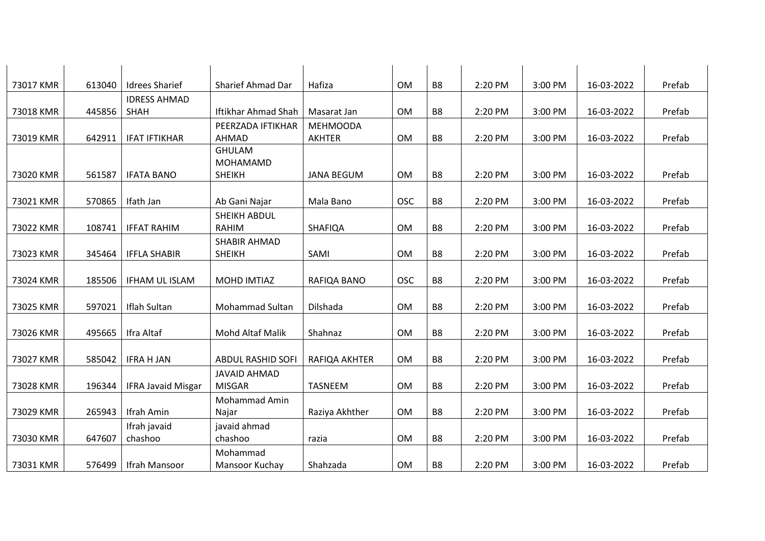| | | | | | | | | | | |
|---|---|---|---|---|---|---|---|---|---|---|
| 73017 KMR | 613040 | Idrees Sharief | Sharief Ahmad Dar | Hafiza | OM | B8 | 2:20 PM | 3:00 PM | 16-03-2022 | Prefab |
| 73018 KMR | 445856 | IDRESS AHMAD SHAH | Iftikhar Ahmad Shah | Masarat Jan | OM | B8 | 2:20 PM | 3:00 PM | 16-03-2022 | Prefab |
| 73019 KMR | 642911 | IFAT IFTIKHAR | PEERZADA IFTIKHAR AHMAD | MEHMOODA AKHTER | OM | B8 | 2:20 PM | 3:00 PM | 16-03-2022 | Prefab |
| 73020 KMR | 561587 | IFATA BANO | GHULAM MOHAMAMD SHEIKH | JANA BEGUM | OM | B8 | 2:20 PM | 3:00 PM | 16-03-2022 | Prefab |
| 73021 KMR | 570865 | Ifath Jan | Ab Gani Najar | Mala Bano | OSC | B8 | 2:20 PM | 3:00 PM | 16-03-2022 | Prefab |
| 73022 KMR | 108741 | IFFAT RAHIM | SHEIKH ABDUL RAHIM | SHAFIQA | OM | B8 | 2:20 PM | 3:00 PM | 16-03-2022 | Prefab |
| 73023 KMR | 345464 | IFFLA SHABIR | SHABIR AHMAD SHEIKH | SAMI | OM | B8 | 2:20 PM | 3:00 PM | 16-03-2022 | Prefab |
| 73024 KMR | 185506 | IFHAM UL ISLAM | MOHD IMTIAZ | RAFIQA BANO | OSC | B8 | 2:20 PM | 3:00 PM | 16-03-2022 | Prefab |
| 73025 KMR | 597021 | Iflah Sultan | Mohammad Sultan | Dilshada | OM | B8 | 2:20 PM | 3:00 PM | 16-03-2022 | Prefab |
| 73026 KMR | 495665 | Ifra Altaf | Mohd Altaf Malik | Shahnaz | OM | B8 | 2:20 PM | 3:00 PM | 16-03-2022 | Prefab |
| 73027 KMR | 585042 | IFRA H JAN | ABDUL RASHID SOFI | RAFIQA AKHTER | OM | B8 | 2:20 PM | 3:00 PM | 16-03-2022 | Prefab |
| 73028 KMR | 196344 | IFRA Javaid Misgar | JAVAID AHMAD MISGAR | TASNEEM | OM | B8 | 2:20 PM | 3:00 PM | 16-03-2022 | Prefab |
| 73029 KMR | 265943 | Ifrah Amin | Mohammad Amin Najar | Raziya Akhther | OM | B8 | 2:20 PM | 3:00 PM | 16-03-2022 | Prefab |
| 73030 KMR | 647607 | Ifrah javaid chashoo | javaid ahmad chashoo | razia | OM | B8 | 2:20 PM | 3:00 PM | 16-03-2022 | Prefab |
| 73031 KMR | 576499 | Ifrah Mansoor | Mohammad Mansoor Kuchay | Shahzada | OM | B8 | 2:20 PM | 3:00 PM | 16-03-2022 | Prefab |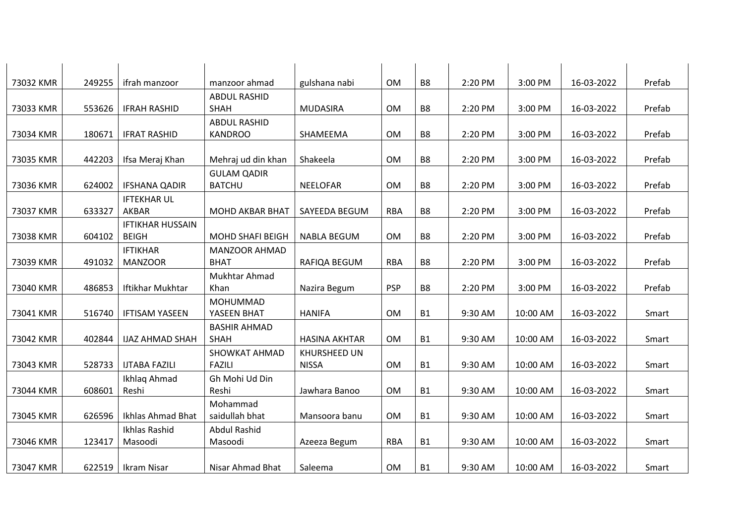| | | | | | | | | | | |
|---|---|---|---|---|---|---|---|---|---|---|
| 73032 KMR | 249255 | ifrah manzoor | manzoor ahmad | gulshana nabi | OM | B8 | 2:20 PM | 3:00 PM | 16-03-2022 | Prefab |
| 73033 KMR | 553626 | IFRAH RASHID | ABDUL RASHID SHAH | MUDASIRA | OM | B8 | 2:20 PM | 3:00 PM | 16-03-2022 | Prefab |
| 73034 KMR | 180671 | IFRAT RASHID | ABDUL RASHID KANDROO | SHAMEEMA | OM | B8 | 2:20 PM | 3:00 PM | 16-03-2022 | Prefab |
| 73035 KMR | 442203 | Ifsa Meraj Khan | Mehraj ud din khan | Shakeela | OM | B8 | 2:20 PM | 3:00 PM | 16-03-2022 | Prefab |
| 73036 KMR | 624002 | IFSHANA QADIR | GULAM QADIR BATCHU | NEELOFAR | OM | B8 | 2:20 PM | 3:00 PM | 16-03-2022 | Prefab |
| 73037 KMR | 633327 | IFTEKHAR UL AKBAR | MOHD AKBAR BHAT | SAYEEDA BEGUM | RBA | B8 | 2:20 PM | 3:00 PM | 16-03-2022 | Prefab |
| 73038 KMR | 604102 | IFTIKHAR HUSSAIN BEIGH | MOHD SHAFI BEIGH | NABLA BEGUM | OM | B8 | 2:20 PM | 3:00 PM | 16-03-2022 | Prefab |
| 73039 KMR | 491032 | IFTIKHAR MANZOOR | MANZOOR AHMAD BHAT | RAFIQA BEGUM | RBA | B8 | 2:20 PM | 3:00 PM | 16-03-2022 | Prefab |
| 73040 KMR | 486853 | Iftikhar Mukhtar | Mukhtar Ahmad Khan | Nazira Begum | PSP | B8 | 2:20 PM | 3:00 PM | 16-03-2022 | Prefab |
| 73041 KMR | 516740 | IFTISAM YASEEN | MOHUMMAD YASEEN BHAT | HANIFA | OM | B1 | 9:30 AM | 10:00 AM | 16-03-2022 | Smart |
| 73042 KMR | 402844 | IJAZ AHMAD SHAH | BASHIR AHMAD SHAH | HASINA AKHTAR | OM | B1 | 9:30 AM | 10:00 AM | 16-03-2022 | Smart |
| 73043 KMR | 528733 | IJTABA FAZILI | SHOWKAT AHMAD FAZILI | KHURSHEED UN NISSA | OM | B1 | 9:30 AM | 10:00 AM | 16-03-2022 | Smart |
| 73044 KMR | 608601 | Ikhlaq Ahmad Reshi | Gh Mohi Ud Din Reshi | Jawhara Banoo | OM | B1 | 9:30 AM | 10:00 AM | 16-03-2022 | Smart |
| 73045 KMR | 626596 | Ikhlas Ahmad Bhat | Mohammad saidullah bhat | Mansoora banu | OM | B1 | 9:30 AM | 10:00 AM | 16-03-2022 | Smart |
| 73046 KMR | 123417 | Ikhlas Rashid Masoodi | Abdul Rashid Masoodi | Azeeza Begum | RBA | B1 | 9:30 AM | 10:00 AM | 16-03-2022 | Smart |
| 73047 KMR | 622519 | Ikram Nisar | Nisar Ahmad Bhat | Saleema | OM | B1 | 9:30 AM | 10:00 AM | 16-03-2022 | Smart |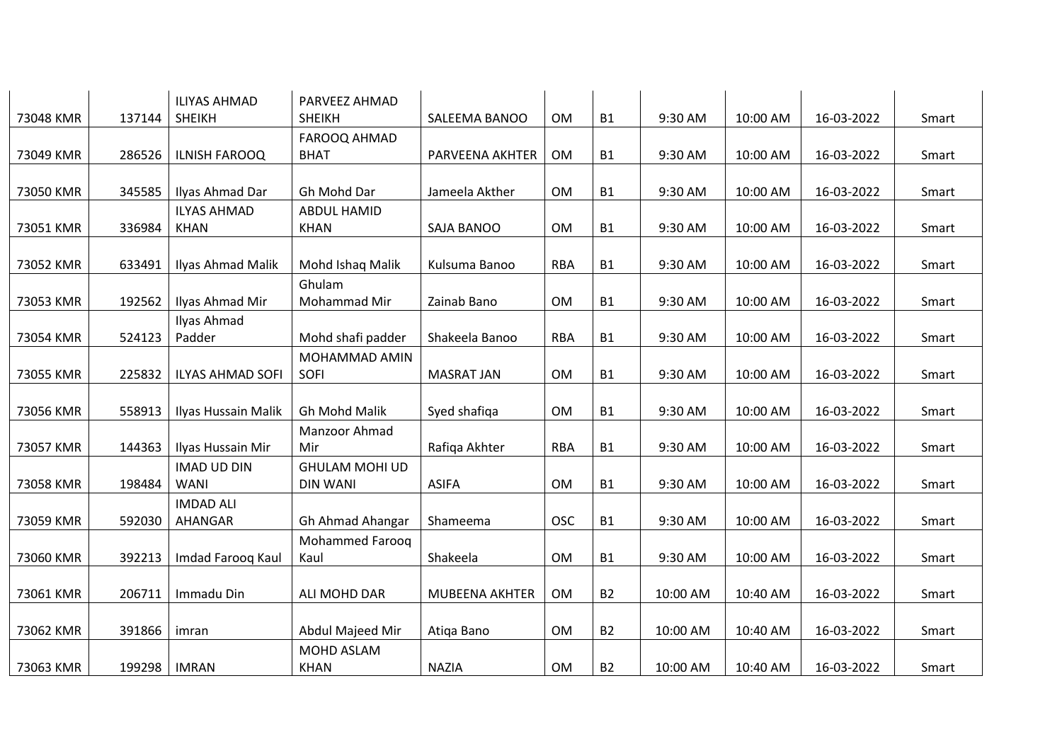| | | | | | | | | | | |
|---|---|---|---|---|---|---|---|---|---|---|
| 73048 KMR | 137144 | ILIYAS AHMAD SHEIKH | PARVEEZ AHMAD SHEIKH | SALEEMA BANOO | OM | B1 | 9:30 AM | 10:00 AM | 16-03-2022 | Smart |
| 73049 KMR | 286526 | ILNISH FAROOQ | FAROOQ AHMAD BHAT | PARVEENA AKHTER | OM | B1 | 9:30 AM | 10:00 AM | 16-03-2022 | Smart |
| 73050 KMR | 345585 | Ilyas Ahmad Dar | Gh Mohd Dar | Jameela Akther | OM | B1 | 9:30 AM | 10:00 AM | 16-03-2022 | Smart |
| 73051 KMR | 336984 | ILYAS AHMAD KHAN | ABDUL HAMID KHAN | SAJA BANOO | OM | B1 | 9:30 AM | 10:00 AM | 16-03-2022 | Smart |
| 73052 KMR | 633491 | Ilyas Ahmad Malik | Mohd Ishaq Malik | Kulsuma Banoo | RBA | B1 | 9:30 AM | 10:00 AM | 16-03-2022 | Smart |
| 73053 KMR | 192562 | Ilyas Ahmad Mir | Ghulam Mohammad Mir | Zainab Bano | OM | B1 | 9:30 AM | 10:00 AM | 16-03-2022 | Smart |
| 73054 KMR | 524123 | Ilyas Ahmad Padder | Mohd shafi padder | Shakeela Banoo | RBA | B1 | 9:30 AM | 10:00 AM | 16-03-2022 | Smart |
| 73055 KMR | 225832 | ILYAS AHMAD SOFI | MOHAMMAD AMIN SOFI | MASRAT JAN | OM | B1 | 9:30 AM | 10:00 AM | 16-03-2022 | Smart |
| 73056 KMR | 558913 | Ilyas Hussain Malik | Gh Mohd Malik | Syed shafiqa | OM | B1 | 9:30 AM | 10:00 AM | 16-03-2022 | Smart |
| 73057 KMR | 144363 | Ilyas Hussain Mir | Manzoor Ahmad Mir | Rafiqa Akhter | RBA | B1 | 9:30 AM | 10:00 AM | 16-03-2022 | Smart |
| 73058 KMR | 198484 | IMAD UD DIN WANI | GHULAM MOHI UD DIN WANI | ASIFA | OM | B1 | 9:30 AM | 10:00 AM | 16-03-2022 | Smart |
| 73059 KMR | 592030 | IMDAD ALI AHANGAR | Gh Ahmad Ahangar | Shameema | OSC | B1 | 9:30 AM | 10:00 AM | 16-03-2022 | Smart |
| 73060 KMR | 392213 | Imdad Farooq Kaul | Mohammed Farooq Kaul | Shakeela | OM | B1 | 9:30 AM | 10:00 AM | 16-03-2022 | Smart |
| 73061 KMR | 206711 | Immadu Din | ALI MOHD DAR | MUBEENA AKHTER | OM | B2 | 10:00 AM | 10:40 AM | 16-03-2022 | Smart |
| 73062 KMR | 391866 | imran | Abdul Majeed Mir | Atiqa Bano | OM | B2 | 10:00 AM | 10:40 AM | 16-03-2022 | Smart |
| 73063 KMR | 199298 | IMRAN | MOHD ASLAM KHAN | NAZIA | OM | B2 | 10:00 AM | 10:40 AM | 16-03-2022 | Smart |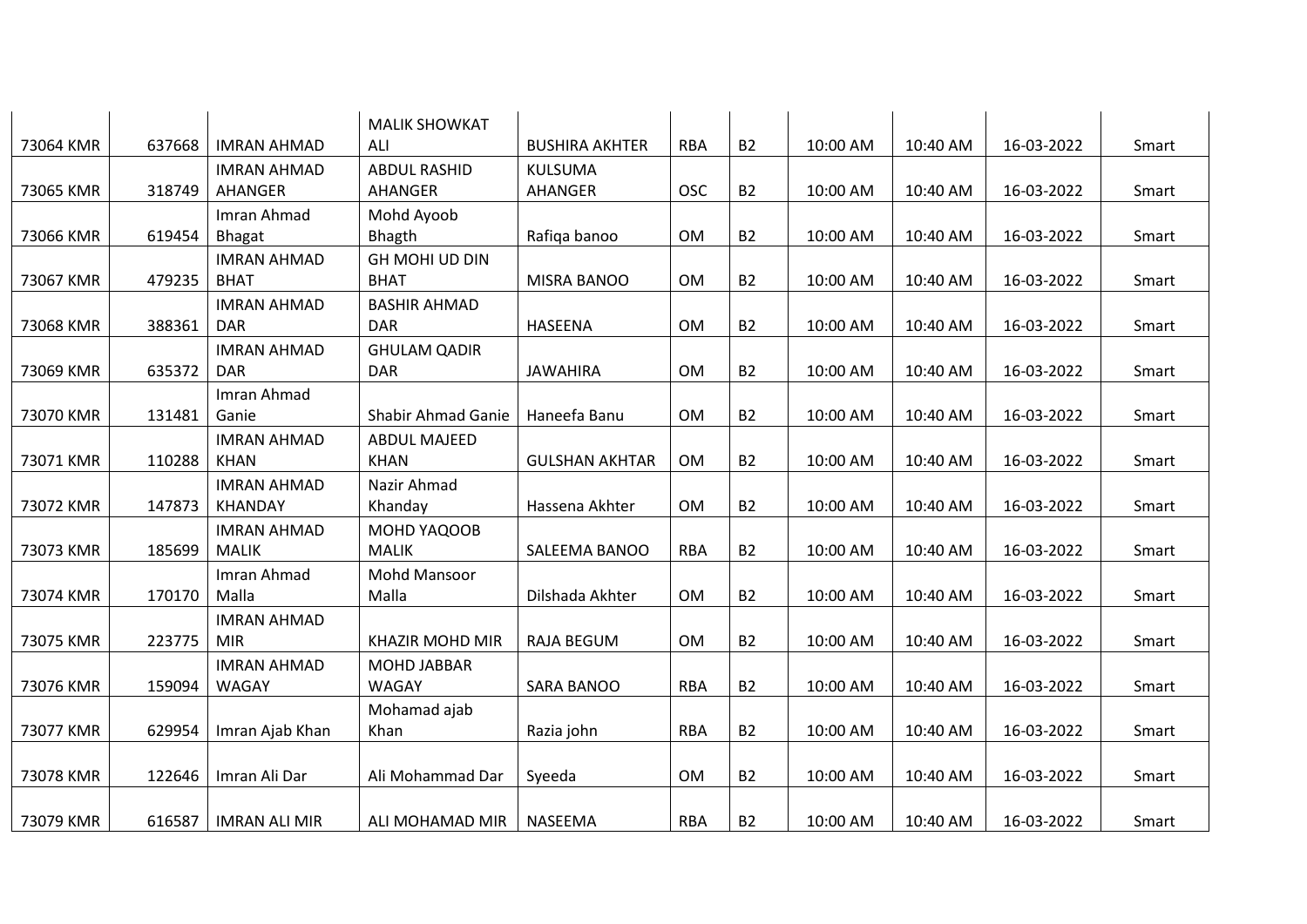| | | | | | | | | | | |
|---|---|---|---|---|---|---|---|---|---|---|
| 73064 KMR | 637668 | IMRAN AHMAD | MALIK SHOWKAT ALI | BUSHIRA AKHTER | RBA | B2 | 10:00 AM | 10:40 AM | 16-03-2022 | Smart |
| 73065 KMR | 318749 | IMRAN AHMAD AHANGER | ABDUL RASHID AHANGER | KULSUMA AHANGER | OSC | B2 | 10:00 AM | 10:40 AM | 16-03-2022 | Smart |
| 73066 KMR | 619454 | Imran Ahmad Bhagat | Mohd Ayoob Bhagth | Rafiqa banoo | OM | B2 | 10:00 AM | 10:40 AM | 16-03-2022 | Smart |
| 73067 KMR | 479235 | IMRAN AHMAD BHAT | GH MOHI UD DIN BHAT | MISRA BANOO | OM | B2 | 10:00 AM | 10:40 AM | 16-03-2022 | Smart |
| 73068 KMR | 388361 | IMRAN AHMAD DAR | BASHIR AHMAD DAR | HASEENA | OM | B2 | 10:00 AM | 10:40 AM | 16-03-2022 | Smart |
| 73069 KMR | 635372 | IMRAN AHMAD DAR | GHULAM QADIR DAR | JAWAHIRA | OM | B2 | 10:00 AM | 10:40 AM | 16-03-2022 | Smart |
| 73070 KMR | 131481 | Imran Ahmad Ganie | Shabir Ahmad Ganie | Haneefa Banu | OM | B2 | 10:00 AM | 10:40 AM | 16-03-2022 | Smart |
| 73071 KMR | 110288 | IMRAN AHMAD KHAN | ABDUL MAJEED KHAN | GULSHAN AKHTAR | OM | B2 | 10:00 AM | 10:40 AM | 16-03-2022 | Smart |
| 73072 KMR | 147873 | IMRAN AHMAD KHANDAY | Nazir Ahmad Khanday | Hassena Akhter | OM | B2 | 10:00 AM | 10:40 AM | 16-03-2022 | Smart |
| 73073 KMR | 185699 | IMRAN AHMAD MALIK | MOHD YAQOOB MALIK | SALEEMA BANOO | RBA | B2 | 10:00 AM | 10:40 AM | 16-03-2022 | Smart |
| 73074 KMR | 170170 | Imran Ahmad Malla | Mohd Mansoor Malla | Dilshada Akhter | OM | B2 | 10:00 AM | 10:40 AM | 16-03-2022 | Smart |
| 73075 KMR | 223775 | IMRAN AHMAD MIR | KHAZIR MOHD MIR | RAJA BEGUM | OM | B2 | 10:00 AM | 10:40 AM | 16-03-2022 | Smart |
| 73076 KMR | 159094 | IMRAN AHMAD WAGAY | MOHD JABBAR WAGAY | SARA BANOO | RBA | B2 | 10:00 AM | 10:40 AM | 16-03-2022 | Smart |
| 73077 KMR | 629954 | Imran Ajab Khan | Mohamad ajab Khan | Razia john | RBA | B2 | 10:00 AM | 10:40 AM | 16-03-2022 | Smart |
| 73078 KMR | 122646 | Imran Ali Dar | Ali Mohammad Dar | Syeeda | OM | B2 | 10:00 AM | 10:40 AM | 16-03-2022 | Smart |
| 73079 KMR | 616587 | IMRAN ALI MIR | ALI MOHAMAD MIR | NASEEMA | RBA | B2 | 10:00 AM | 10:40 AM | 16-03-2022 | Smart |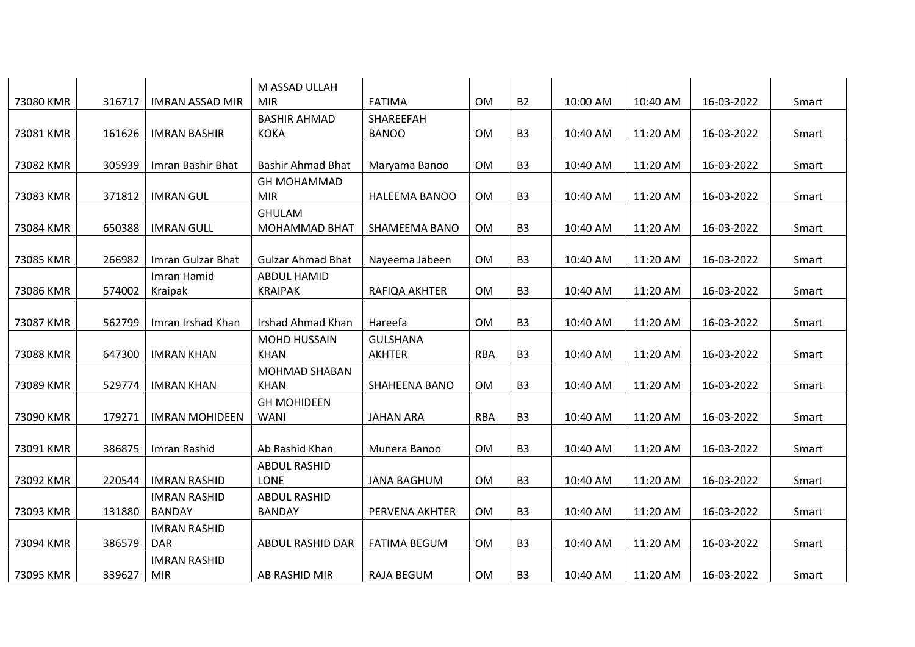| | | | | | | | | | | |
|---|---|---|---|---|---|---|---|---|---|---|
| 73080 KMR | 316717 | IMRAN ASSAD MIR | M ASSAD ULLAH MIR | FATIMA | OM | B2 | 10:00 AM | 10:40 AM | 16-03-2022 | Smart |
| 73081 KMR | 161626 | IMRAN BASHIR | BASHIR AHMAD KOKA | SHAREEFAH BANOO | OM | B3 | 10:40 AM | 11:20 AM | 16-03-2022 | Smart |
| 73082 KMR | 305939 | Imran Bashir Bhat | Bashir Ahmad Bhat | Maryama Banoo | OM | B3 | 10:40 AM | 11:20 AM | 16-03-2022 | Smart |
| 73083 KMR | 371812 | IMRAN GUL | GH MOHAMMAD MIR | HALEEMA BANOO | OM | B3 | 10:40 AM | 11:20 AM | 16-03-2022 | Smart |
| 73084 KMR | 650388 | IMRAN GULL | GHULAM MOHAMMAD BHAT | SHAMEEMA BANO | OM | B3 | 10:40 AM | 11:20 AM | 16-03-2022 | Smart |
| 73085 KMR | 266982 | Imran Gulzar Bhat | Gulzar Ahmad Bhat | Nayeema Jabeen | OM | B3 | 10:40 AM | 11:20 AM | 16-03-2022 | Smart |
| 73086 KMR | 574002 | Imran Hamid Kraipak | ABDUL HAMID KRAIPAK | RAFIQA AKHTER | OM | B3 | 10:40 AM | 11:20 AM | 16-03-2022 | Smart |
| 73087 KMR | 562799 | Imran Irshad Khan | Irshad Ahmad Khan | Hareefa | OM | B3 | 10:40 AM | 11:20 AM | 16-03-2022 | Smart |
| 73088 KMR | 647300 | IMRAN KHAN | MOHD HUSSAIN KHAN | GULSHANA AKHTER | RBA | B3 | 10:40 AM | 11:20 AM | 16-03-2022 | Smart |
| 73089 KMR | 529774 | IMRAN KHAN | MOHMAD SHABAN KHAN | SHAHEENA BANO | OM | B3 | 10:40 AM | 11:20 AM | 16-03-2022 | Smart |
| 73090 KMR | 179271 | IMRAN MOHIDEEN | GH MOHIDEEN WANI | JAHAN ARA | RBA | B3 | 10:40 AM | 11:20 AM | 16-03-2022 | Smart |
| 73091 KMR | 386875 | Imran Rashid | Ab Rashid Khan | Munera Banoo | OM | B3 | 10:40 AM | 11:20 AM | 16-03-2022 | Smart |
| 73092 KMR | 220544 | IMRAN RASHID | ABDUL RASHID LONE | JANA BAGHUM | OM | B3 | 10:40 AM | 11:20 AM | 16-03-2022 | Smart |
| 73093 KMR | 131880 | IMRAN RASHID BANDAY | ABDUL RASHID BANDAY | PERVENA AKHTER | OM | B3 | 10:40 AM | 11:20 AM | 16-03-2022 | Smart |
| 73094 KMR | 386579 | IMRAN RASHID DAR | ABDUL RASHID DAR | FATIMA BEGUM | OM | B3 | 10:40 AM | 11:20 AM | 16-03-2022 | Smart |
| 73095 KMR | 339627 | IMRAN RASHID MIR | AB RASHID MIR | RAJA BEGUM | OM | B3 | 10:40 AM | 11:20 AM | 16-03-2022 | Smart |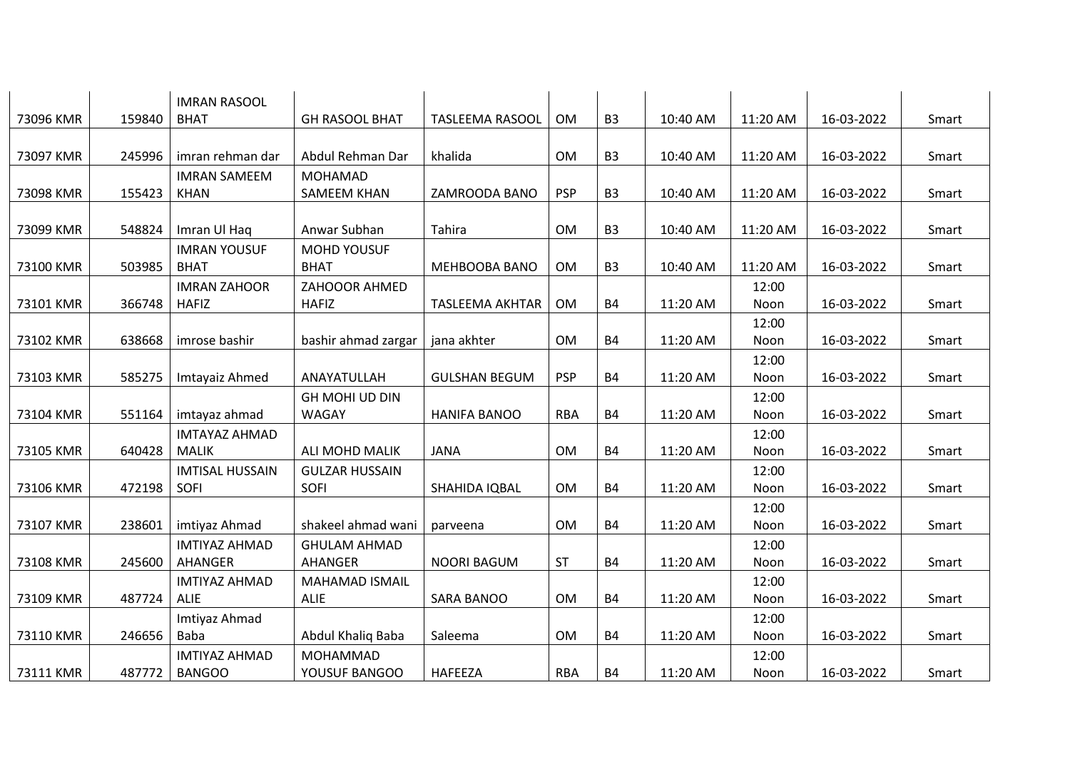| 73096 KMR | 159840 | IMRAN RASOOL BHAT | GH RASOOL BHAT | TASLEEMA RASOOL | OM | B3 | 10:40 AM | 11:20 AM | 16-03-2022 | Smart |
|---|---|---|---|---|---|---|---|---|---|---|
| 73097 KMR | 245996 | imran rehman dar | Abdul Rehman Dar | khalida | OM | B3 | 10:40 AM | 11:20 AM | 16-03-2022 | Smart |
| 73098 KMR | 155423 | IMRAN SAMEEM KHAN | MOHAMAD SAMEEM KHAN | ZAMROODA BANO | PSP | B3 | 10:40 AM | 11:20 AM | 16-03-2022 | Smart |
| 73099 KMR | 548824 | Imran Ul Haq | Anwar Subhan | Tahira | OM | B3 | 10:40 AM | 11:20 AM | 16-03-2022 | Smart |
| 73100 KMR | 503985 | IMRAN YOUSUF BHAT | MOHD YOUSUF BHAT | MEHBOOBA BANO | OM | B3 | 10:40 AM | 11:20 AM | 16-03-2022 | Smart |
| 73101 KMR | 366748 | IMRAN ZAHOOR HAFIZ | ZAHOOOR AHMED HAFIZ | TASLEEMA AKHTAR | OM | B4 | 11:20 AM | 12:00 Noon | 16-03-2022 | Smart |
| 73102 KMR | 638668 | imrose bashir | bashir ahmad zargar | jana akhter | OM | B4 | 11:20 AM | 12:00 Noon | 16-03-2022 | Smart |
| 73103 KMR | 585275 | Imtayaiz Ahmed | ANAYATULLAH | GULSHAN BEGUM | PSP | B4 | 11:20 AM | 12:00 Noon | 16-03-2022 | Smart |
| 73104 KMR | 551164 | imtayaz ahmad | GH MOHI UD DIN WAGAY | HANIFA BANOO | RBA | B4 | 11:20 AM | 12:00 Noon | 16-03-2022 | Smart |
| 73105 KMR | 640428 | IMTAYAZ AHMAD MALIK | ALI MOHD MALIK | JANA | OM | B4 | 11:20 AM | 12:00 Noon | 16-03-2022 | Smart |
| 73106 KMR | 472198 | IMTISAL HUSSAIN SOFI | GULZAR HUSSAIN SOFI | SHAHIDA IQBAL | OM | B4 | 11:20 AM | 12:00 Noon | 16-03-2022 | Smart |
| 73107 KMR | 238601 | imtiyaz Ahmad | shakeel ahmad wani | parveena | OM | B4 | 11:20 AM | 12:00 Noon | 16-03-2022 | Smart |
| 73108 KMR | 245600 | IMTIYAZ AHMAD AHANGER | GHULAM AHMAD AHANGER | NOORI BAGUM | ST | B4 | 11:20 AM | 12:00 Noon | 16-03-2022 | Smart |
| 73109 KMR | 487724 | IMTIYAZ AHMAD ALIE | MAHAMAD ISMAIL ALIE | SARA BANOO | OM | B4 | 11:20 AM | 12:00 Noon | 16-03-2022 | Smart |
| 73110 KMR | 246656 | Imtiyaz Ahmad Baba | Abdul Khaliq Baba | Saleema | OM | B4 | 11:20 AM | 12:00 Noon | 16-03-2022 | Smart |
| 73111 KMR | 487772 | IMTIYAZ AHMAD BANGOO | MOHAMMAD YOUSUF BANGOO | HAFEEZA | RBA | B4 | 11:20 AM | 12:00 Noon | 16-03-2022 | Smart |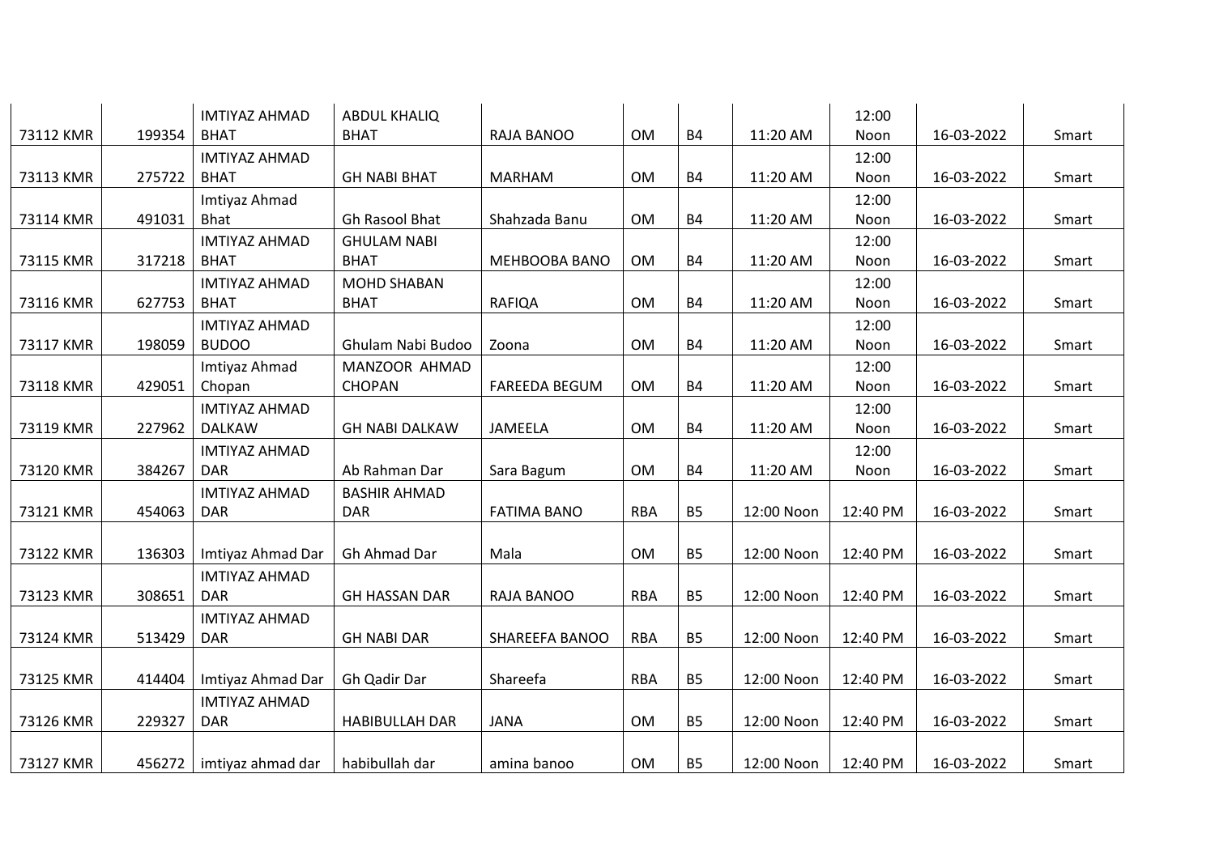| | | | | | | | | | | |
|---|---|---|---|---|---|---|---|---|---|---|
| 73112 KMR | 199354 | IMTIYAZ AHMAD BHAT | ABDUL KHALIQ BHAT | RAJA BANOO | OM | B4 | 11:20 AM | 12:00 Noon | 16-03-2022 | Smart |
| 73113 KMR | 275722 | IMTIYAZ AHMAD BHAT | GH NABI BHAT | MARHAM | OM | B4 | 11:20 AM | 12:00 Noon | 16-03-2022 | Smart |
| 73114 KMR | 491031 | Imtiyaz Ahmad Bhat | Gh Rasool Bhat | Shahzada Banu | OM | B4 | 11:20 AM | 12:00 Noon | 16-03-2022 | Smart |
| 73115 KMR | 317218 | IMTIYAZ AHMAD BHAT | GHULAM NABI BHAT | MEHBOOBA BANO | OM | B4 | 11:20 AM | 12:00 Noon | 16-03-2022 | Smart |
| 73116 KMR | 627753 | IMTIYAZ AHMAD BHAT | MOHD SHABAN BHAT | RAFIQA | OM | B4 | 11:20 AM | 12:00 Noon | 16-03-2022 | Smart |
| 73117 KMR | 198059 | IMTIYAZ AHMAD BUDOO | Ghulam Nabi Budoo | Zoona | OM | B4 | 11:20 AM | 12:00 Noon | 16-03-2022 | Smart |
| 73118 KMR | 429051 | Imtiyaz Ahmad Chopan | MANZOOR AHMAD CHOPAN | FAREEDA BEGUM | OM | B4 | 11:20 AM | 12:00 Noon | 16-03-2022 | Smart |
| 73119 KMR | 227962 | IMTIYAZ AHMAD DALKAW | GH NABI DALKAW | JAMEELA | OM | B4 | 11:20 AM | 12:00 Noon | 16-03-2022 | Smart |
| 73120 KMR | 384267 | IMTIYAZ AHMAD DAR | Ab Rahman Dar | Sara Bagum | OM | B4 | 11:20 AM | 12:00 Noon | 16-03-2022 | Smart |
| 73121 KMR | 454063 | IMTIYAZ AHMAD DAR | BASHIR AHMAD DAR | FATIMA BANO | RBA | B5 | 12:00 Noon | 12:40 PM | 16-03-2022 | Smart |
| 73122 KMR | 136303 | Imtiyaz Ahmad Dar | Gh Ahmad Dar | Mala | OM | B5 | 12:00 Noon | 12:40 PM | 16-03-2022 | Smart |
| 73123 KMR | 308651 | IMTIYAZ AHMAD DAR | GH HASSAN DAR | RAJA BANOO | RBA | B5 | 12:00 Noon | 12:40 PM | 16-03-2022 | Smart |
| 73124 KMR | 513429 | IMTIYAZ AHMAD DAR | GH NABI DAR | SHAREEFA BANOO | RBA | B5 | 12:00 Noon | 12:40 PM | 16-03-2022 | Smart |
| 73125 KMR | 414404 | Imtiyaz Ahmad Dar | Gh Qadir Dar | Shareefa | RBA | B5 | 12:00 Noon | 12:40 PM | 16-03-2022 | Smart |
| 73126 KMR | 229327 | IMTIYAZ AHMAD DAR | HABIBULLAH DAR | JANA | OM | B5 | 12:00 Noon | 12:40 PM | 16-03-2022 | Smart |
| 73127 KMR | 456272 | imtiyaz ahmad dar | habibullah dar | amina banoo | OM | B5 | 12:00 Noon | 12:40 PM | 16-03-2022 | Smart |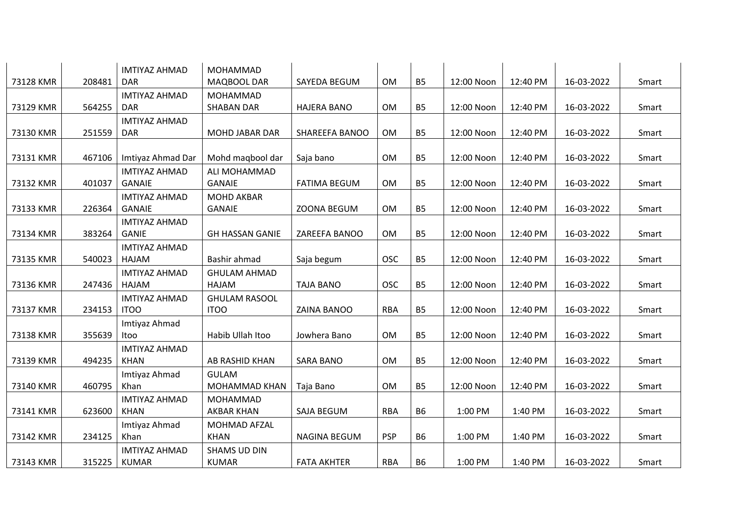| | | | | | | | | | | |
|---|---|---|---|---|---|---|---|---|---|---|
| 73128 KMR | 208481 | IMTIYAZ AHMAD DAR | MOHAMMAD MAQBOOL DAR | SAYEDA BEGUM | OM | B5 | 12:00 Noon | 12:40 PM | 16-03-2022 | Smart |
| 73129 KMR | 564255 | IMTIYAZ AHMAD DAR | MOHAMMAD SHABAN DAR | HAJERA BANO | OM | B5 | 12:00 Noon | 12:40 PM | 16-03-2022 | Smart |
| 73130 KMR | 251559 | IMTIYAZ AHMAD DAR | MOHD JABAR DAR | SHAREEFA BANOO | OM | B5 | 12:00 Noon | 12:40 PM | 16-03-2022 | Smart |
| 73131 KMR | 467106 | Imtiyaz Ahmad Dar | Mohd maqbool dar | Saja bano | OM | B5 | 12:00 Noon | 12:40 PM | 16-03-2022 | Smart |
| 73132 KMR | 401037 | IMTIYAZ AHMAD GANAIE | ALI MOHAMMAD GANAIE | FATIMA BEGUM | OM | B5 | 12:00 Noon | 12:40 PM | 16-03-2022 | Smart |
| 73133 KMR | 226364 | IMTIYAZ AHMAD GANAIE | MOHD AKBAR GANAIE | ZOONA BEGUM | OM | B5 | 12:00 Noon | 12:40 PM | 16-03-2022 | Smart |
| 73134 KMR | 383264 | IMTIYAZ AHMAD GANIE | GH HASSAN GANIE | ZAREEFA BANOO | OM | B5 | 12:00 Noon | 12:40 PM | 16-03-2022 | Smart |
| 73135 KMR | 540023 | IMTIYAZ AHMAD HAJAM | Bashir ahmad | Saja begum | OSC | B5 | 12:00 Noon | 12:40 PM | 16-03-2022 | Smart |
| 73136 KMR | 247436 | IMTIYAZ AHMAD HAJAM | GHULAM AHMAD HAJAM | TAJA BANO | OSC | B5 | 12:00 Noon | 12:40 PM | 16-03-2022 | Smart |
| 73137 KMR | 234153 | IMTIYAZ AHMAD ITOO | GHULAM RASOOL ITOO | ZAINA BANOO | RBA | B5 | 12:00 Noon | 12:40 PM | 16-03-2022 | Smart |
| 73138 KMR | 355639 | Imtiyaz Ahmad Itoo | Habib Ullah Itoo | Jowhera Bano | OM | B5 | 12:00 Noon | 12:40 PM | 16-03-2022 | Smart |
| 73139 KMR | 494235 | IMTIYAZ AHMAD KHAN | AB RASHID KHAN | SARA BANO | OM | B5 | 12:00 Noon | 12:40 PM | 16-03-2022 | Smart |
| 73140 KMR | 460795 | Imtiyaz Ahmad Khan | GULAM MOHAMMAD KHAN | Taja Bano | OM | B5 | 12:00 Noon | 12:40 PM | 16-03-2022 | Smart |
| 73141 KMR | 623600 | IMTIYAZ AHMAD KHAN | MOHAMMAD AKBAR KHAN | SAJA BEGUM | RBA | B6 | 1:00 PM | 1:40 PM | 16-03-2022 | Smart |
| 73142 KMR | 234125 | Imtiyaz Ahmad Khan | MOHMAD AFZAL KHAN | NAGINA BEGUM | PSP | B6 | 1:00 PM | 1:40 PM | 16-03-2022 | Smart |
| 73143 KMR | 315225 | IMTIYAZ AHMAD KUMAR | SHAMS UD DIN KUMAR | FATA AKHTER | RBA | B6 | 1:00 PM | 1:40 PM | 16-03-2022 | Smart |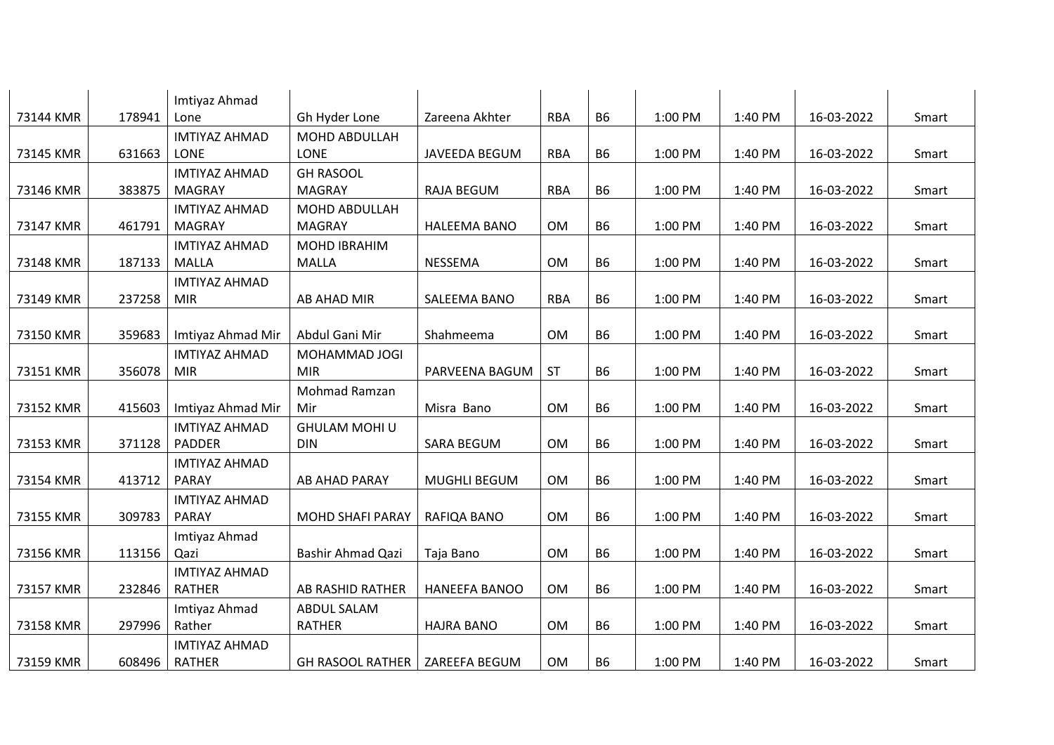| | | | | | | | | | | |
|---|---|---|---|---|---|---|---|---|---|---|
| 73144 KMR | 178941 | Imtiyaz Ahmad Lone | Gh Hyder Lone | Zareena Akhter | RBA | B6 | 1:00 PM | 1:40 PM | 16-03-2022 | Smart |
| 73145 KMR | 631663 | IMTIYAZ AHMAD LONE | MOHD ABDULLAH LONE | JAVEEDA BEGUM | RBA | B6 | 1:00 PM | 1:40 PM | 16-03-2022 | Smart |
| 73146 KMR | 383875 | IMTIYAZ AHMAD MAGRAY | GH RASOOL MAGRAY | RAJA BEGUM | RBA | B6 | 1:00 PM | 1:40 PM | 16-03-2022 | Smart |
| 73147 KMR | 461791 | IMTIYAZ AHMAD MAGRAY | MOHD ABDULLAH MAGRAY | HALEEMA BANO | OM | B6 | 1:00 PM | 1:40 PM | 16-03-2022 | Smart |
| 73148 KMR | 187133 | IMTIYAZ AHMAD MALLA | MOHD IBRAHIM MALLA | NESSEMA | OM | B6 | 1:00 PM | 1:40 PM | 16-03-2022 | Smart |
| 73149 KMR | 237258 | IMTIYAZ AHMAD MIR | AB AHAD MIR | SALEEMA BANO | RBA | B6 | 1:00 PM | 1:40 PM | 16-03-2022 | Smart |
| 73150 KMR | 359683 | Imtiyaz Ahmad Mir | Abdul Gani Mir | Shahmeema | OM | B6 | 1:00 PM | 1:40 PM | 16-03-2022 | Smart |
| 73151 KMR | 356078 | IMTIYAZ AHMAD MIR | MOHAMMAD JOGI MIR | PARVEENA BAGUM | ST | B6 | 1:00 PM | 1:40 PM | 16-03-2022 | Smart |
| 73152 KMR | 415603 | Imtiyaz Ahmad Mir | Mohmad Ramzan Mir | Misra Bano | OM | B6 | 1:00 PM | 1:40 PM | 16-03-2022 | Smart |
| 73153 KMR | 371128 | IMTIYAZ AHMAD PADDER | GHULAM MOHI U DIN | SARA BEGUM | OM | B6 | 1:00 PM | 1:40 PM | 16-03-2022 | Smart |
| 73154 KMR | 413712 | IMTIYAZ AHMAD PARAY | AB AHAD PARAY | MUGHLI BEGUM | OM | B6 | 1:00 PM | 1:40 PM | 16-03-2022 | Smart |
| 73155 KMR | 309783 | IMTIYAZ AHMAD PARAY | MOHD SHAFI PARAY | RAFIQA BANO | OM | B6 | 1:00 PM | 1:40 PM | 16-03-2022 | Smart |
| 73156 KMR | 113156 | Imtiyaz Ahmad Qazi | Bashir Ahmad Qazi | Taja Bano | OM | B6 | 1:00 PM | 1:40 PM | 16-03-2022 | Smart |
| 73157 KMR | 232846 | IMTIYAZ AHMAD RATHER | AB RASHID RATHER | HANEEFA BANOO | OM | B6 | 1:00 PM | 1:40 PM | 16-03-2022 | Smart |
| 73158 KMR | 297996 | Imtiyaz Ahmad Rather | ABDUL SALAM RATHER | HAJRA BANO | OM | B6 | 1:00 PM | 1:40 PM | 16-03-2022 | Smart |
| 73159 KMR | 608496 | IMTIYAZ AHMAD RATHER | GH RASOOL RATHER | ZAREEFA BEGUM | OM | B6 | 1:00 PM | 1:40 PM | 16-03-2022 | Smart |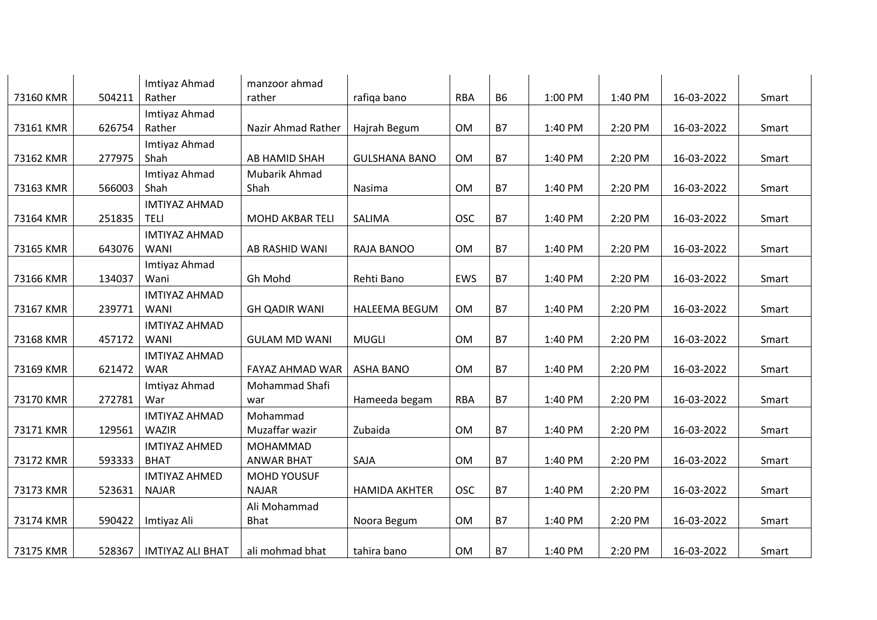| | | | | | | | | | | |
|---|---|---|---|---|---|---|---|---|---|---|
| 73160 KMR | 504211 | Imtiyaz Ahmad Rather | manzoor ahmad rather | rafiqa bano | RBA | B6 | 1:00 PM | 1:40 PM | 16-03-2022 | Smart |
| 73161 KMR | 626754 | Imtiyaz Ahmad Rather | Nazir Ahmad Rather | Hajrah Begum | OM | B7 | 1:40 PM | 2:20 PM | 16-03-2022 | Smart |
| 73162 KMR | 277975 | Imtiyaz Ahmad Shah | AB HAMID SHAH | GULSHANA BANO | OM | B7 | 1:40 PM | 2:20 PM | 16-03-2022 | Smart |
| 73163 KMR | 566003 | Imtiyaz Ahmad Shah | Mubarik Ahmad Shah | Nasima | OM | B7 | 1:40 PM | 2:20 PM | 16-03-2022 | Smart |
| 73164 KMR | 251835 | IMTIYAZ AHMAD TELI | MOHD AKBAR TELI | SALIMA | OSC | B7 | 1:40 PM | 2:20 PM | 16-03-2022 | Smart |
| 73165 KMR | 643076 | IMTIYAZ AHMAD WANI | AB RASHID WANI | RAJA BANOO | OM | B7 | 1:40 PM | 2:20 PM | 16-03-2022 | Smart |
| 73166 KMR | 134037 | Imtiyaz Ahmad Wani | Gh Mohd | Rehti Bano | EWS | B7 | 1:40 PM | 2:20 PM | 16-03-2022 | Smart |
| 73167 KMR | 239771 | IMTIYAZ AHMAD WANI | GH QADIR WANI | HALEEMA BEGUM | OM | B7 | 1:40 PM | 2:20 PM | 16-03-2022 | Smart |
| 73168 KMR | 457172 | IMTIYAZ AHMAD WANI | GULAM MD WANI | MUGLI | OM | B7 | 1:40 PM | 2:20 PM | 16-03-2022 | Smart |
| 73169 KMR | 621472 | IMTIYAZ AHMAD WAR | FAYAZ AHMAD WAR | ASHA BANO | OM | B7 | 1:40 PM | 2:20 PM | 16-03-2022 | Smart |
| 73170 KMR | 272781 | Imtiyaz Ahmad War | Mohammad Shafi war | Hameeda begam | RBA | B7 | 1:40 PM | 2:20 PM | 16-03-2022 | Smart |
| 73171 KMR | 129561 | IMTIYAZ AHMAD WAZIR | Mohammad Muzaffar wazir | Zubaida | OM | B7 | 1:40 PM | 2:20 PM | 16-03-2022 | Smart |
| 73172 KMR | 593333 | IMTIYAZ AHMED BHAT | MOHAMMAD ANWAR BHAT | SAJA | OM | B7 | 1:40 PM | 2:20 PM | 16-03-2022 | Smart |
| 73173 KMR | 523631 | IMTIYAZ AHMED NAJAR | MOHD YOUSUF NAJAR | HAMIDA AKHTER | OSC | B7 | 1:40 PM | 2:20 PM | 16-03-2022 | Smart |
| 73174 KMR | 590422 | Imtiyaz Ali | Ali Mohammad Bhat | Noora Begum | OM | B7 | 1:40 PM | 2:20 PM | 16-03-2022 | Smart |
| 73175 KMR | 528367 | IMTIYAZ ALI BHAT | ali mohmad bhat | tahira bano | OM | B7 | 1:40 PM | 2:20 PM | 16-03-2022 | Smart |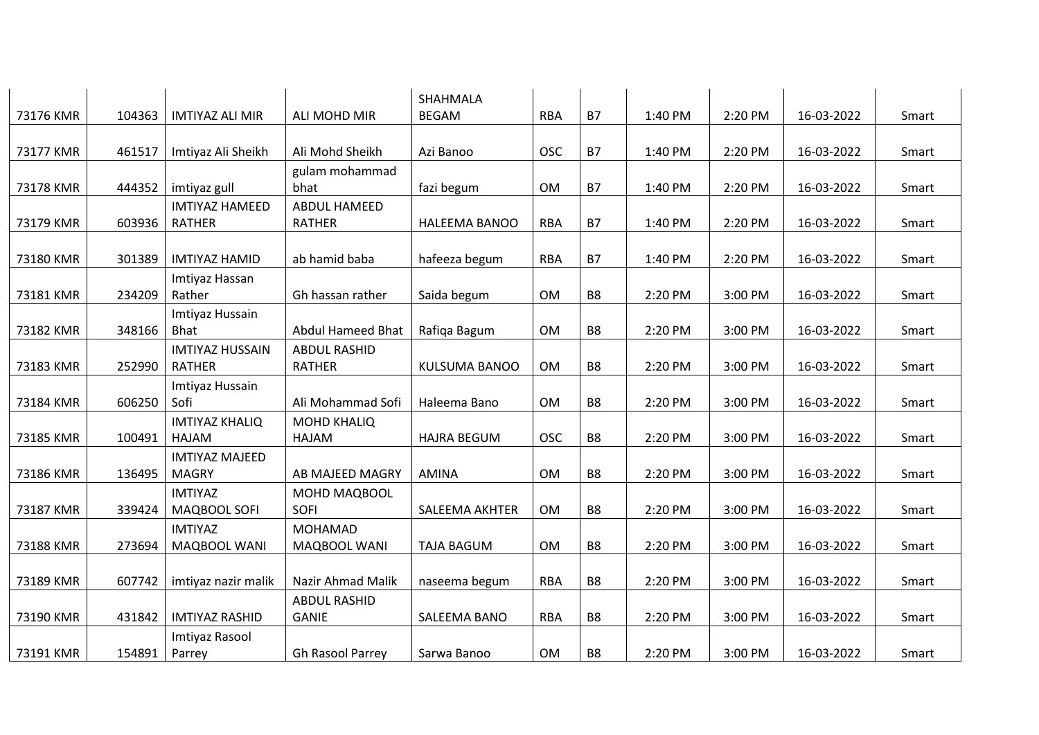|  |  |  |  |  |  |  |  |  |  |  |
|---|---|---|---|---|---|---|---|---|---|---|
| 73176 KMR | 104363 | IMTIYAZ ALI MIR | ALI MOHD MIR | SHAHMALA BEGAM | RBA | B7 | 1:40 PM | 2:20 PM | 16-03-2022 | Smart |
| 73177 KMR | 461517 | Imtiyaz Ali Sheikh | Ali Mohd Sheikh | Azi Banoo | OSC | B7 | 1:40 PM | 2:20 PM | 16-03-2022 | Smart |
| 73178 KMR | 444352 | imtiyaz gull | gulam mohammad bhat | fazi begum | OM | B7 | 1:40 PM | 2:20 PM | 16-03-2022 | Smart |
| 73179 KMR | 603936 | IMTIYAZ HAMEED RATHER | ABDUL HAMEED RATHER | HALEEMA BANOO | RBA | B7 | 1:40 PM | 2:20 PM | 16-03-2022 | Smart |
| 73180 KMR | 301389 | IMTIYAZ HAMID | ab hamid baba | hafeeza begum | RBA | B7 | 1:40 PM | 2:20 PM | 16-03-2022 | Smart |
| 73181 KMR | 234209 | Imtiyaz Hassan Rather | Gh hassan rather | Saida begum | OM | B8 | 2:20 PM | 3:00 PM | 16-03-2022 | Smart |
| 73182 KMR | 348166 | Imtiyaz Hussain Bhat | Abdul Hameed Bhat | Rafiqa Bagum | OM | B8 | 2:20 PM | 3:00 PM | 16-03-2022 | Smart |
| 73183 KMR | 252990 | IMTIYAZ HUSSAIN RATHER | ABDUL RASHID RATHER | KULSUMA BANOO | OM | B8 | 2:20 PM | 3:00 PM | 16-03-2022 | Smart |
| 73184 KMR | 606250 | Imtiyaz Hussain Sofi | Ali Mohammad Sofi | Haleema Bano | OM | B8 | 2:20 PM | 3:00 PM | 16-03-2022 | Smart |
| 73185 KMR | 100491 | IMTIYAZ KHALIQ HAJAM | MOHD KHALIQ HAJAM | HAJRA BEGUM | OSC | B8 | 2:20 PM | 3:00 PM | 16-03-2022 | Smart |
| 73186 KMR | 136495 | IMTIYAZ MAJEED MAGRY | AB MAJEED MAGRY | AMINA | OM | B8 | 2:20 PM | 3:00 PM | 16-03-2022 | Smart |
| 73187 KMR | 339424 | IMTIYAZ MAQBOOL SOFI | MOHD MAQBOOL SOFI | SALEEMA AKHTER | OM | B8 | 2:20 PM | 3:00 PM | 16-03-2022 | Smart |
| 73188 KMR | 273694 | IMTIYAZ MAQBOOL WANI | MOHAMAD MAQBOOL WANI | TAJA BAGUM | OM | B8 | 2:20 PM | 3:00 PM | 16-03-2022 | Smart |
| 73189 KMR | 607742 | imtiyaz nazir malik | Nazir Ahmad Malik | naseema begum | RBA | B8 | 2:20 PM | 3:00 PM | 16-03-2022 | Smart |
| 73190 KMR | 431842 | IMTIYAZ RASHID | ABDUL RASHID GANIE | SALEEMA BANO | RBA | B8 | 2:20 PM | 3:00 PM | 16-03-2022 | Smart |
| 73191 KMR | 154891 | Imtiyaz Rasool Parrey | Gh Rasool Parrey | Sarwa Banoo | OM | B8 | 2:20 PM | 3:00 PM | 16-03-2022 | Smart |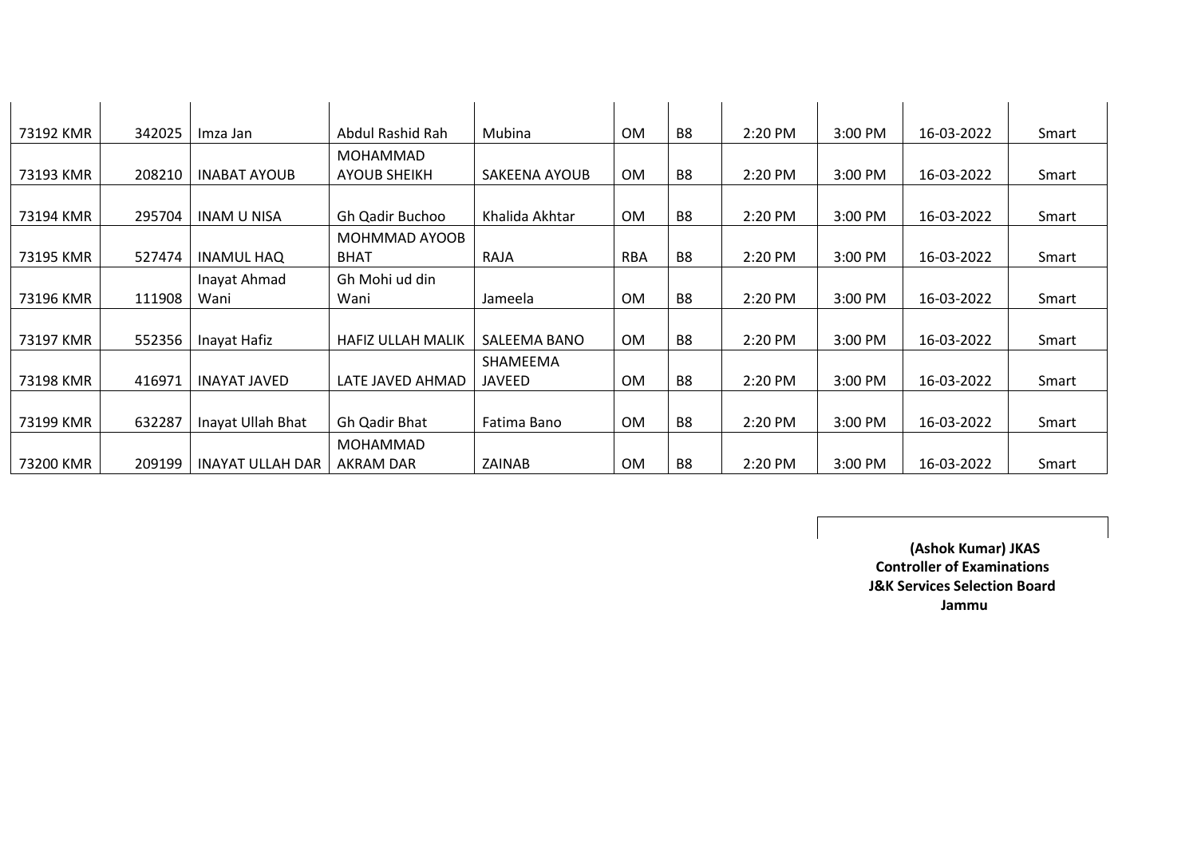| | | | | | | | | | | |
|---|---|---|---|---|---|---|---|---|---|---|
| 73192 KMR | 342025 | Imza Jan | Abdul Rashid Rah | Mubina | OM | B8 | 2:20 PM | 3:00 PM | 16-03-2022 | Smart |
| 73193 KMR | 208210 | INABAT AYOUB | MOHAMMAD AYOUB SHEIKH | SAKEENA AYOUB | OM | B8 | 2:20 PM | 3:00 PM | 16-03-2022 | Smart |
| 73194 KMR | 295704 | INAM U NISA | Gh Qadir Buchoo | Khalida Akhtar | OM | B8 | 2:20 PM | 3:00 PM | 16-03-2022 | Smart |
| 73195 KMR | 527474 | INAMUL HAQ | MOHMMAD AYOOB BHAT | RAJA | RBA | B8 | 2:20 PM | 3:00 PM | 16-03-2022 | Smart |
| 73196 KMR | 111908 | Inayat Ahmad Wani | Gh Mohi ud din Wani | Jameela | OM | B8 | 2:20 PM | 3:00 PM | 16-03-2022 | Smart |
| 73197 KMR | 552356 | Inayat Hafiz | HAFIZ ULLAH MALIK | SALEEMA BANO | OM | B8 | 2:20 PM | 3:00 PM | 16-03-2022 | Smart |
| 73198 KMR | 416971 | INAYAT JAVED | LATE JAVED AHMAD | SHAMEEMA JAVEED | OM | B8 | 2:20 PM | 3:00 PM | 16-03-2022 | Smart |
| 73199 KMR | 632287 | Inayat Ullah Bhat | Gh Qadir Bhat | Fatima Bano | OM | B8 | 2:20 PM | 3:00 PM | 16-03-2022 | Smart |
| 73200 KMR | 209199 | INAYAT ULLAH DAR | MOHAMMAD AKRAM DAR | ZAINAB | OM | B8 | 2:20 PM | 3:00 PM | 16-03-2022 | Smart |

**(Ashok Kumar) JKAS**
**Controller of Examinations**
**J&K Services Selection Board**
**Jammu**